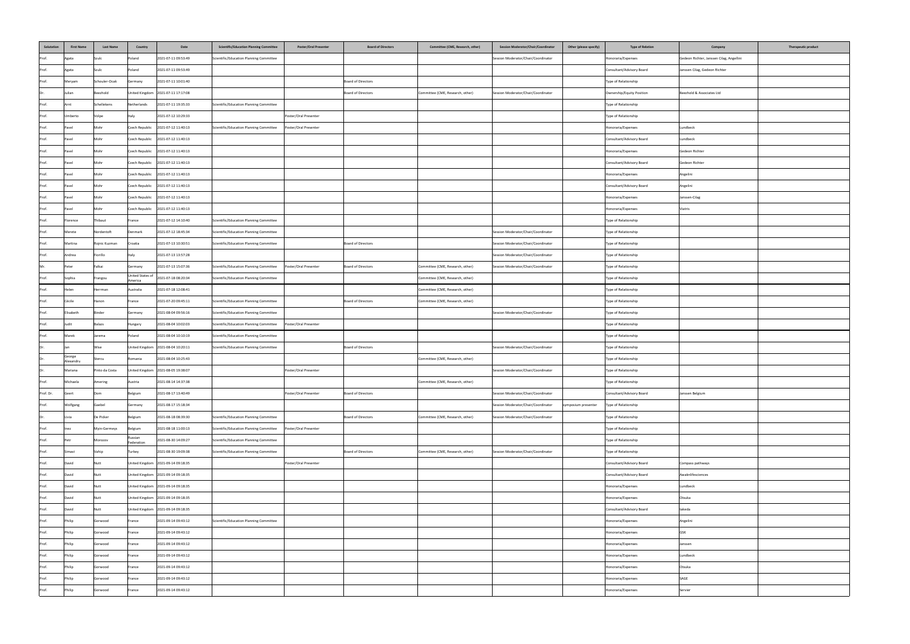| Salutation | First Name | Last Name | Country | Date | Scientific/Education Planning Committee | Poster/Oral Presenter | Board of Directors | Committee (CME, Research, other) | Session Moderator/Chair/Coordinator | Other (please specify) | Type of Relation | Company | Therapeutic product |
|---|---|---|---|---|---|---|---|---|---|---|---|---|---|
| Prof. | Agata | Szulc | Poland | 2021-07-11 09:53:49 | Scientific/Education Planning Committee | | | | Session Moderator/Chair/Coordinator | | Honoraria/Expenses | Gedeon Richter, Janssen Cilag, Angellini | |
| Prof. | Agata | Szulc | Poland | 2021-07-11 09:53:49 | | | | | | | Consultant/Advisory Board | Janssen Cilag, Gedeon Richter | |
| Prof. | Meryam | Schouler-Ocak | Germany | 2021-07-11 10:01:40 | | | Board of Directors | | | | Type of Relationship | | |
| Dr. | Julian | Beezhold | United Kingdom | 2021-07-11 17:17:08 | | | Board of Directors | Committee (CME, Research, other) | Session Moderator/Chair/Coordinator | | Ownership/Equity Position | Beezhold & Associates Ltd | |
| Prof. | Arnt | Schellekens | Netherlands | 2021-07-11 19:35:33 | Scientific/Education Planning Committee | | | | | | Type of Relationship | | |
| Prof. | Umberto | Volpe | Italy | 2021-07-12 10:29:33 | | Poster/Oral Presenter | | | | | Type of Relationship | | |
| Prof. | Pavel | Mohr | Czech Republic | 2021-07-12 11:40:13 | Scientific/Education Planning Committee | Poster/Oral Presenter | | | | | Honoraria/Expenses | Lundbeck | |
| Prof. | Pavel | Mohr | Czech Republic | 2021-07-12 11:40:13 | | | | | | | Consultant/Advisory Board | Lundbeck | |
| Prof. | Pavel | Mohr | Czech Republic | 2021-07-12 11:40:13 | | | | | | | Honoraria/Expenses | Gedeon Richter | |
| Prof. | Pavel | Mohr | Czech Republic | 2021-07-12 11:40:13 | | | | | | | Consultant/Advisory Board | Gedeon Richter | |
| Prof. | Pavel | Mohr | Czech Republic | 2021-07-12 11:40:13 | | | | | | | Honoraria/Expenses | Angelini | |
| Prof. | Pavel | Mohr | Czech Republic | 2021-07-12 11:40:13 | | | | | | | Consultant/Advisory Board | Angelini | |
| Prof. | Pavel | Mohr | Czech Republic | 2021-07-12 11:40:13 | | | | | | | Honoraria/Expenses | Janssen-Cilag | |
| Prof. | Pavel | Mohr | Czech Republic | 2021-07-12 11:40:13 | | | | | | | Honoraria/Expenses | Viatris | |
| Prof. | Florence | Thibaut | France | 2021-07-12 14:10:40 | Scientific/Education Planning Committee | | | | | | Type of Relationship | | |
| Prof. | Merete | Nordentoft | Denmark | 2021-07-12 18:45:34 | Scientific/Education Planning Committee | | | | Session Moderator/Chair/Coordinator | | Type of Relationship | | |
| Prof. | Martina | Rojnic Kuzman | Croatia | 2021-07-13 10:30:51 | Scientific/Education Planning Committee | | Board of Directors | | Session Moderator/Chair/Coordinator | | Type of Relationship | | |
| Prof. | Andrea | Fiorillo | Italy | 2021-07-13 13:57:28 | | | | | Session Moderator/Chair/Coordinator | | Type of Relationship | | |
| Mr. | Peter | Falkai | Germany | 2021-07-13 15:07:36 | Scientific/Education Planning Committee | Poster/Oral Presenter | Board of Directors | Committee (CME, Research, other) | Session Moderator/Chair/Coordinator | | Type of Relationship | | |
| Prof. | Sophia | Frangou | United States of America | 2021-07-18 08:20:34 | Scientific/Education Planning Committee | | | Committee (CME, Research, other) | | | Type of Relationship | | |
| Prof. | Helen | Herrman | Australia | 2021-07-18 12:08:41 | | | | Committee (CME, Research, other) | | | Type of Relationship | | |
| Prof. | Cécile | Hanon | France | 2021-07-20 09:45:11 | Scientific/Education Planning Committee | | Board of Directors | Committee (CME, Research, other) | | | Type of Relationship | | |
| Prof. | Elisabeth | Binder | Germany | 2021-08-04 09:56:16 | Scientific/Education Planning Committee | | | | Session Moderator/Chair/Coordinator | | Type of Relationship | | |
| Prof. | Judit | Balazs | Hungary | 2021-08-04 10:02:03 | Scientific/Education Planning Committee | Poster/Oral Presenter | | | | | Type of Relationship | | |
| Prof. | Marek | Jarema | Poland | 2021-08-04 10:10:19 | Scientific/Education Planning Committee | | | | | | Type of Relationship | | |
| Dr. | Jan | Wise | United Kingdom | 2021-08-04 10:20:11 | Scientific/Education Planning Committee | | Board of Directors | | Session Moderator/Chair/Coordinator | | Type of Relationship | | |
| Dr. | George Alexandru | Stercu | Romania | 2021-08-04 10:25:43 | | | | Committee (CME, Research, other) | | | Type of Relationship | | |
| Dr. | Mariana | Pinto de Costa | United Kingdom | 2021-08-05 19:38:07 | | Poster/Oral Presenter | | | Session Moderator/Chair/Coordinator | | Type of Relationship | | |
| Prof. | Michaela | Amering | Austria | 2021-08-14 14:37:38 | | | | Committee (CME, Research, other) | | | Type of Relationship | | |
| Prof. Dr. | Geert | Dom | Belgium | 2021-08-17 13:40:49 | | Poster/Oral Presenter | Board of Directors | | Session Moderator/Chair/Coordinator | | Consultant/Advisory Board | Janssen Belgium | |
| Prof. | Wolfgang | Gaebel | Germany | 2021-08-17 15:18:34 | | | | | Session Moderator/Chair/Coordinator | symposium presenter | Type of Relationship | | |
| Dr. | Livia | De Picker | Belgium | 2021-08-18 08:39:30 | Scientific/Education Planning Committee | | Board of Directors | Committee (CME, Research, other) | Session Moderator/Chair/Coordinator | | Type of Relationship | | |
| Prof. | Inez | Myin-Germeys | Belgium | 2021-08-18 11:00:13 | Scientific/Education Planning Committee | Poster/Oral Presenter | | | | | Type of Relationship | | |
| Prof. | Petr | Morozov | Russian Federation | 2021-08-30 14:09:27 | Scientific/Education Planning Committee | | | | | | Type of Relationship | | |
| Prof. | Simavi | Vahip | Turkey | 2021-08-30 19:09:38 | Scientific/Education Planning Committee | | Board of Directors | Committee (CME, Research, other) | Session Moderator/Chair/Coordinator | | Type of Relationship | | |
| Prof. | David | Nutt | United Kingdom | 2021-09-14 09:18:35 | | Poster/Oral Presenter | | | | | Consultant/Advisory Board | Compass pathways | |
| Prof. | David | Nutt | United Kingdom | 2021-09-14 09:18:35 | | | | | | | Consultant/Advisory Board | Awakn lifesciences | |
| Prof. | David | Nutt | United Kingdom | 2021-09-14 09:18:35 | | | | | | | Honoraria/Expenses | Lundbeck | |
| Prof. | David | Nutt | United Kingdom | 2021-09-14 09:18:35 | | | | | | | Honoraria/Expenses | Otsuka | |
| Prof. | David | Nutt | United Kingdom | 2021-09-14 09:18:35 | | | | | | | Consultant/Advisory Board | takeda | |
| Prof. | Philip | Gorwood | France | 2021-09-14 09:43:12 | Scientific/Education Planning Committee | | | | | | Honoraria/Expenses | Angelini | |
| Prof. | Philip | Gorwood | France | 2021-09-14 09:43:12 | | | | | | | Honoraria/Expenses | GSK | |
| Prof. | Philip | Gorwood | France | 2021-09-14 09:43:12 | | | | | | | Honoraria/Expenses | Janssen | |
| Prof. | Philip | Gorwood | France | 2021-09-14 09:43:12 | | | | | | | Honoraria/Expenses | Lundbeck | |
| Prof. | Philip | Gorwood | France | 2021-09-14 09:43:12 | | | | | | | Honoraria/Expenses | Otsuka | |
| Prof. | Philip | Gorwood | France | 2021-09-14 09:43:12 | | | | | | | Honoraria/Expenses | SAGE | |
| Prof. | Philip | Gorwood | France | 2021-09-14 09:43:12 | | | | | | | Honoraria/Expenses | Servier | |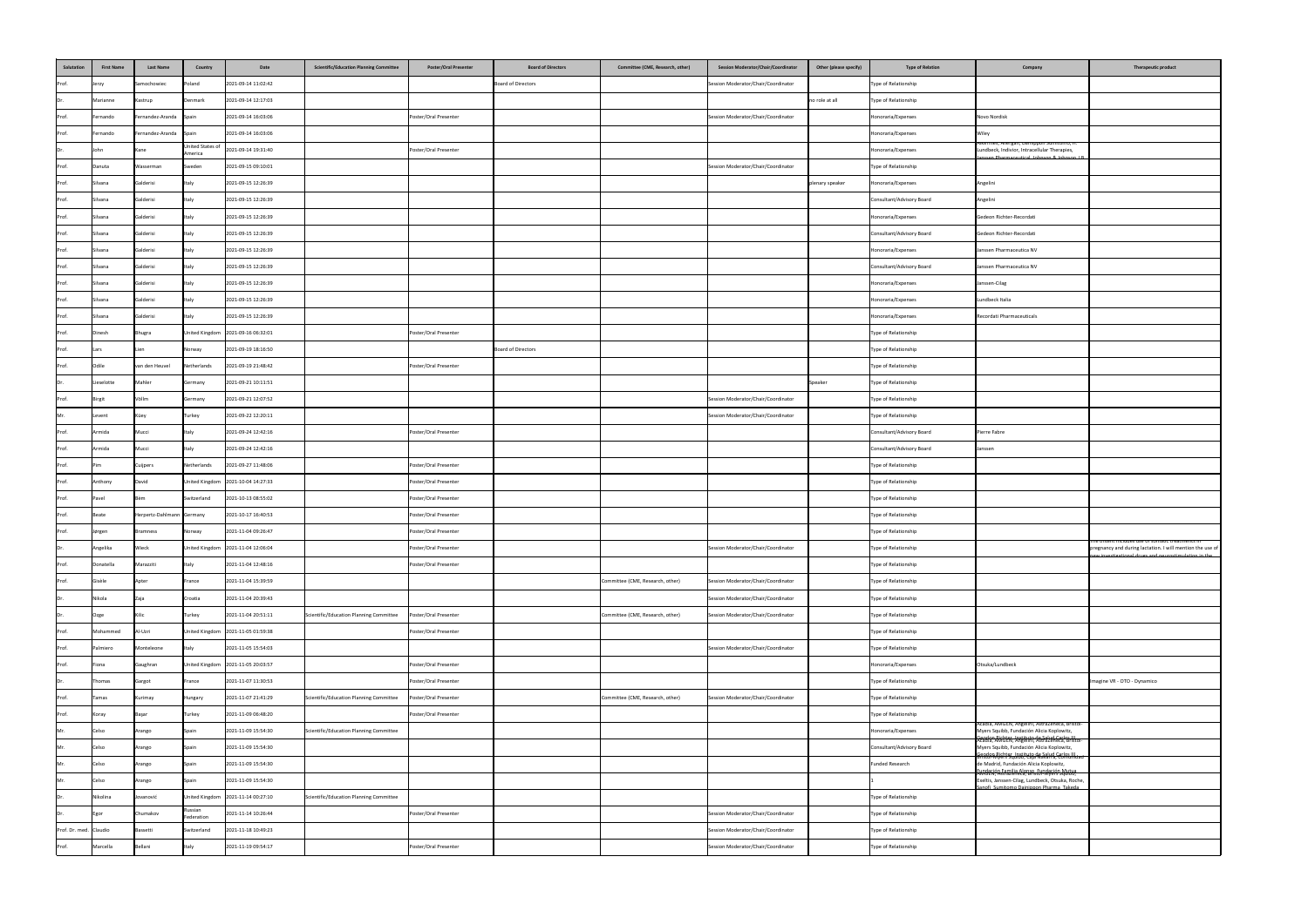| Salutation | First Name | Last Name | Country | Date | Scientific/Education Planning Committee | Poster/Oral Presenter | Board of Directors | Committee (CME, Research, other) | Session Moderator/Chair/Coordinator | Other (please specify) | Type of Relation | Company | Therapeutic product |
|---|---|---|---|---|---|---|---|---|---|---|---|---|---|
| Prof. | Jerzy | Samochowiec | Poland | 2021-09-14 11:02:42 | | | Board of Directors | | Session Moderator/Chair/Coordinator | | Type of Relationship | | |
| Dr. | Marianne | Kastrup | Denmark | 2021-09-14 12:17:03 | | | | | | no role at all | Type of Relationship | | |
| Prof. | Fernando | Fernandez-Aranda | Spain | 2021-09-14 16:03:06 | | Poster/Oral Presenter | | | Session Moderator/Chair/Coordinator | | Honoraria/Expenses | Novo Nordisk | |
| Prof. | Fernando | Fernandez-Aranda | Spain | 2021-09-14 16:03:06 | | | | | | | Honoraria/Expenses | Wiley | |
| Dr. | John | Kane | United States of America | 2021-09-14 19:31:40 | | Poster/Oral Presenter | | | | | Honoraria/Expenses | Alkermes, Allergan, Dainippon Sumitomo, H. Lundbeck, Indivior, Intracellular Therapies, Janssen Pharmaceutical, Johnson & Johnson, LB | |
| Prof. | Danuta | Wasserman | Sweden | 2021-09-15 09:10:01 | | | | | Session Moderator/Chair/Coordinator | | Type of Relationship | | |
| Prof. | Silvana | Galderisi | Italy | 2021-09-15 12:26:39 | | | | | | plenary speaker | Honoraria/Expenses | Angelini | |
| Prof. | Silvana | Galderisi | Italy | 2021-09-15 12:26:39 | | | | | | | Consultant/Advisory Board | Angelini | |
| Prof. | Silvana | Galderisi | Italy | 2021-09-15 12:26:39 | | | | | | | Honoraria/Expenses | Gedeon Richter-Recordati | |
| Prof. | Silvana | Galderisi | Italy | 2021-09-15 12:26:39 | | | | | | | Consultant/Advisory Board | Gedeon Richter-Recordati | |
| Prof. | Silvana | Galderisi | Italy | 2021-09-15 12:26:39 | | | | | | | Honoraria/Expenses | Janssen Pharmaceutica NV | |
| Prof. | Silvana | Galderisi | Italy | 2021-09-15 12:26:39 | | | | | | | Consultant/Advisory Board | Janssen Pharmaceutica NV | |
| Prof. | Silvana | Galderisi | Italy | 2021-09-15 12:26:39 | | | | | | | Honoraria/Expenses | Janssen-Cilag | |
| Prof. | Silvana | Galderisi | Italy | 2021-09-15 12:26:39 | | | | | | | Honoraria/Expenses | Lundbeck Italia | |
| Prof. | Silvana | Galderisi | Italy | 2021-09-15 12:26:39 | | | | | | | Honoraria/Expenses | Recordati Pharmaceuticals | |
| Prof. | Dinesh | Bhugra | United Kingdom | 2021-09-16 06:32:01 | | Poster/Oral Presenter | | | | | Type of Relationship | | |
| Prof. | Lars | Lien | Norway | 2021-09-19 18:16:50 | | | Board of Directors | | | | Type of Relationship | | |
| Prof. | Odile | van den Heuvel | Netherlands | 2021-09-19 21:48:42 | | Poster/Oral Presenter | | | | | Type of Relationship | | |
| Dr. | Lieselotte | Mahler | Germany | 2021-09-21 10:11:51 | | | | | | Speaker | Type of Relationship | | |
| Prof. | Birgit | Völlm | Germany | 2021-09-21 12:07:52 | | | | | Session Moderator/Chair/Coordinator | | Type of Relationship | | |
| Mr. | Levent | Küey | Turkey | 2021-09-22 12:20:11 | | | | | Session Moderator/Chair/Coordinator | | Type of Relationship | | |
| Prof. | Armida | Mucci | Italy | 2021-09-24 12:42:16 | | Poster/Oral Presenter | | | | | Consultant/Advisory Board | Pierre Fabre | |
| Prof. | Armida | Mucci | Italy | 2021-09-24 12:42:16 | | | | | | | Consultant/Advisory Board | Janssen | |
| Prof. | Pim | Cuijpers | Netherlands | 2021-09-27 11:48:06 | | Poster/Oral Presenter | | | | | Type of Relationship | | |
| Prof. | Anthony | David | United Kingdom | 2021-10-04 14:27:33 | | Poster/Oral Presenter | | | | | Type of Relationship | | |
| Prof. | Pavel | Mohr | Switzerland | 2021-10-13 08:55:02 | | Poster/Oral Presenter | | | | | Type of Relationship | | |
| Prof. | Beate | Herpertz-Dahlmann | Germany | 2021-10-17 16:40:53 | | Poster/Oral Presenter | | | | | Type of Relationship | | |
| Prof. | Jørgen | Bramness | Norway | 2021-11-04 09:26:47 | | Poster/Oral Presenter | | | | | Type of Relationship | | |
| Dr. | Angelika | Wieck | United Kingdom | 2021-11-04 12:06:04 | | Poster/Oral Presenter | | | Session Moderator/Chair/Coordinator | | Type of Relationship | | The content includes use of somatic treatment in pregnancy and during lactation. I will mention the use of new investigational drugs and neurostimulation in the |
| Prof. | Donatella | Marazziti | Italy | 2021-11-04 12:48:16 | | Poster/Oral Presenter | | | | | Type of Relationship | | |
| Prof. | Gisèle | Apter | France | 2021-11-04 15:39:59 | | | | Committee (CME, Research, other) | Session Moderator/Chair/Coordinator | | Type of Relationship | | |
| Dr. | Nikola | Zaja | Croatia | 2021-11-04 20:39:43 | | | | | Session Moderator/Chair/Coordinator | | Type of Relationship | | |
| Dr. | Ozge | Kilic | Turkey | 2021-11-04 20:51:11 | Scientific/Education Planning Committee | Poster/Oral Presenter | | Committee (CME, Research, other) | Session Moderator/Chair/Coordinator | | Type of Relationship | | |
| Prof. | Mohammed | Al-Uzri | United Kingdom | 2021-11-05 01:59:38 | | Poster/Oral Presenter | | | | | Type of Relationship | | |
| Prof. | Palmiero | Monteleone | Italy | 2021-11-05 15:54:03 | | | | | Session Moderator/Chair/Coordinator | | Type of Relationship | | |
| Prof. | Fiona | Gaughran | United Kingdom | 2021-11-05 20:03:57 | | Poster/Oral Presenter | | | | | Honoraria/Expenses | Otsuka/Lundbeck | |
| Dr. | Thomas | Gargot | France | 2021-11-07 11:30:53 | | Poster/Oral Presenter | | | | | Type of Relationship | | Imagine VR - DTO - Dynamico |
| Prof. | Tamas | Kurimay | Hungary | 2021-11-07 21:41:29 | Scientific/Education Planning Committee | Poster/Oral Presenter | | Committee (CME, Research, other) | Session Moderator/Chair/Coordinator | | Type of Relationship | | |
| Prof. | Koray | Basar | Turkey | 2021-11-09 06:48:20 | | Poster/Oral Presenter | | | | | Type of Relationship | | |
| Mr. | Celso | Arango | Spain | 2021-11-09 15:54:30 | Scientific/Education Planning Committee | | | | | | Honoraria/Expenses | Acadia, Angelini, Angelini, AstraZeneca, Bristol-Myers Squibb, Fundación Alicia Koplowitz, Gedeon Richter, Instituto de Salud Carlos III | |
| Mr. | Celso | Arango | Spain | 2021-11-09 15:54:30 | | | | | | | Consultant/Advisory Board | Acadia, Angelini, Angelini, AstraZeneca, Bristol-Myers Squibb, Fundación Alicia Koplowitz, Gedeon Richter, Instituto de Salud Carlos III | |
| Mr. | Celso | Arango | Spain | 2021-11-09 15:54:30 | | | | | | | Funded Research | Bristol-Myers Squibb, Caja Navarra, Comunidad de Madrid, Fundación Alicia Koplowitz, Fundación Familia Alonso, Fundación Mutua | |
| Mr. | Celso | Arango | Spain | 2021-11-09 15:54:30 | | | | | | | 1 | Nuvelution, Acadia, Bristol-Myers Squibb, Exeltis, Janssen-Cilag, Lundbeck, Otsuka, Roche, Sanofi, Sumitomo Dainippon Pharma, Takeda | |
| Dr. | Nikolina | Jovanović | United Kingdom | 2021-11-14 00:27:10 | Scientific/Education Planning Committee | | | | | | Type of Relationship | | |
| Dr. | Egor | Chumakov | Russian Federation | 2021-11-14 10:26:44 | | Poster/Oral Presenter | | | Session Moderator/Chair/Coordinator | | Type of Relationship | | |
| Prof. Dr. med. | Claudio | Bassetti | Switzerland | 2021-11-18 10:49:23 | | | | | Session Moderator/Chair/Coordinator | | Type of Relationship | | |
| Prof. | Marcella | Bellani | Italy | 2021-11-19 09:54:17 | | Poster/Oral Presenter | | | Session Moderator/Chair/Coordinator | | Type of Relationship | | |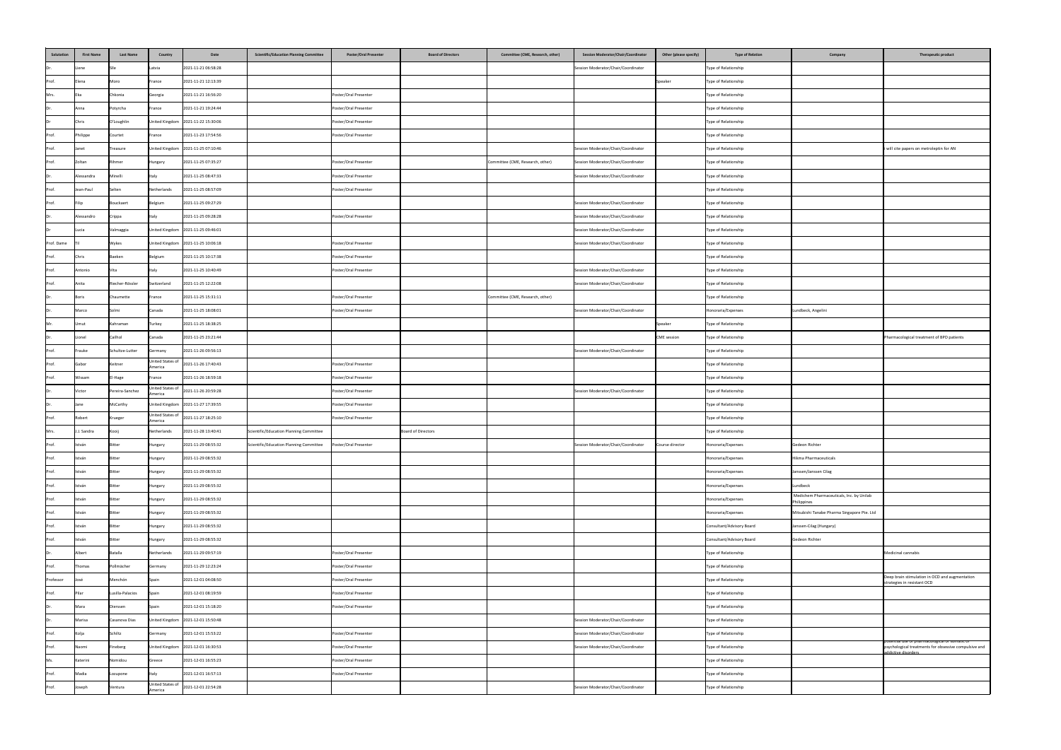| Salutation | First Name | Last Name | Country | Date | Scientific/Education Planning Committee | Poster/Oral Presenter | Board of Directors | Committee (CME, Research, other) | Session Moderator/Chair/Coordinator | Other (please specify) | Type of Relation | Company | Therapeutic product |
|---|---|---|---|---|---|---|---|---|---|---|---|---|---|
| Dr. | Liene | Sile | Latvia | 2021-11-21 06:58:28 | | | | | Session Moderator/Chair/Coordinator | | Type of Relationship | | |
| Prof. | Elena | Moro | France | 2021-11-21 12:13:39 | | | | | | Speaker | Type of Relationship | | |
| Mrs. | Eka | Chkonia | Georgia | 2021-11-21 16:56:20 | | Poster/Oral Presenter | | | | | Type of Relationship | | |
| Dr. | Anna | Potyrcha | France | 2021-11-21 19:24:44 | | Poster/Oral Presenter | | | | | Type of Relationship | | |
| Dr | Chris | O'Loughlin | United Kingdom | 2021-11-22 15:30:06 | | Poster/Oral Presenter | | | | | Type of Relationship | | |
| Prof. | Philippe | Courtet | France | 2021-11-23 17:54:56 | | Poster/Oral Presenter | | | | | Type of Relationship | | |
| Prof. | Janet | Treasure | United Kingdom | 2021-11-25 07:10:46 | | | | | Session Moderator/Chair/Coordinator | | Type of Relationship | | I will cite papers on metroleptin for AN |
| Prof. | Zoltan | Rihmer | Hungary | 2021-11-25 07:35:27 | | Poster/Oral Presenter | | Committee (CME, Research, other) | Session Moderator/Chair/Coordinator | | Type of Relationship | | |
| Dr. | Alessandra | Minelli | Italy | 2021-11-25 08:47:33 | | Poster/Oral Presenter | | | Session Moderator/Chair/Coordinator | | Type of Relationship | | |
| Prof. | Jean-Paul | Selten | Netherlands | 2021-11-25 08:57:09 | | Poster/Oral Presenter | | | | | Type of Relationship | | |
| Prof. | Filip | Bouckaert | Belgium | 2021-11-25 09:27:29 | | | | | Session Moderator/Chair/Coordinator | | Type of Relationship | | |
| Dr. | Alessandro | Crippa | Italy | 2021-11-25 09:28:28 | | Poster/Oral Presenter | | | Session Moderator/Chair/Coordinator | | Type of Relationship | | |
| Dr | Lucia | Valmaggia | United Kingdom | 2021-11-25 09:46:01 | | | | | Session Moderator/Chair/Coordinator | | Type of Relationship | | |
| Prof. Dame | Til | Wykes | United Kingdom | 2021-11-25 10:06:18 | | Poster/Oral Presenter | | | Session Moderator/Chair/Coordinator | | Type of Relationship | | |
| Prof. | Chris | Baeken | Belgium | 2021-11-25 10:17:38 | | Poster/Oral Presenter | | | | | Type of Relationship | | |
| Prof. | Antonio | Vita | Italy | 2021-11-25 10:40:49 | | Poster/Oral Presenter | | | Session Moderator/Chair/Coordinator | | Type of Relationship | | |
| Prof. | Anita | Riecher-Rössler | Switzerland | 2021-11-25 12:22:08 | | | | | Session Moderator/Chair/Coordinator | | Type of Relationship | | |
| Dr. | Boris | Chaumette | France | 2021-11-25 15:31:11 | | Poster/Oral Presenter | | Committee (CME, Research, other) | | | Type of Relationship | | |
| Dr. | Marco | Solmi | Canada | 2021-11-25 18:08:01 | | Poster/Oral Presenter | | | Session Moderator/Chair/Coordinator | | Honoraria/Expenses | Lundbeck, Angelini | |
| Mr. | Umut | Kahraman | Turkey | 2021-11-25 18:38:25 | | | | | | Speaker | Type of Relationship | | |
| Dr. | Lionel | Cailhol | Canada | 2021-11-25 23:21:44 | | | | | | CME session | Type of Relationship | | Pharmacological treatment of BPD patients |
| Prof. | Frauke | Schultze-Lutter | Germany | 2021-11-26 09:56:13 | | | | | Session Moderator/Chair/Coordinator | | Type of Relationship | | |
| Prof. | Gabor | Keitner | United States of America | 2021-11-26 17:40:43 | | Poster/Oral Presenter | | | | | Type of Relationship | | |
| Prof. | Wissam | El-Hage | France | 2021-11-26 18:59:18 | | Poster/Oral Presenter | | | | | Type of Relationship | | |
| Dr. | Victor | Pereira-Sanchez | United States of America | 2021-11-26 20:59:28 | | Poster/Oral Presenter | | | Session Moderator/Chair/Coordinator | | Type of Relationship | | |
| Dr. | Jane | McCarthy | United Kingdom | 2021-11-27 17:39:55 | | Poster/Oral Presenter | | | | | Type of Relationship | | |
| Prof. | Robert | Krueger | United States of America | 2021-11-27 18:25:10 | | Poster/Oral Presenter | | | | | Type of Relationship | | |
| Mrs. | J.J. Sandra | Kooij | Netherlands | 2021-11-28 13:40:41 | Scientific/Education Planning Committee | | Board of Directors | | | | Type of Relationship | | |
| Prof. | István | Bitter | Hungary | 2021-11-29 08:55:32 | Scientific/Education Planning Committee | Poster/Oral Presenter | | | Session Moderator/Chair/Coordinator | Course director | Honoraria/Expenses | Gedeon Richter | |
| Prof. | István | Bitter | Hungary | 2021-11-29 08:55:32 | | | | | | | Honoraria/Expenses | Hikma Pharmaceuticals | |
| Prof. | István | Bitter | Hungary | 2021-11-29 08:55:32 | | | | | | | Honoraria/Expenses | Janssen/Janssen Cilag | |
| Prof. | István | Bitter | Hungary | 2021-11-29 08:55:32 | | | | | | | Honoraria/Expenses | Lundbeck | |
| Prof. | István | Bitter | Hungary | 2021-11-29 08:55:32 | | | | | | | Honoraria/Expenses | Medichem Pharmaceuticals, Inc. by Unilab Philippines | |
| Prof. | István | Bitter | Hungary | 2021-11-29 08:55:32 | | | | | | | Honoraria/Expenses | Mitsubishi Tanabe Pharma Singapore Pte. Ltd | |
| Prof. | István | Bitter | Hungary | 2021-11-29 08:55:32 | | | | | | | Consultant/Advisory Board | Janssen-Cilag (Hungary) | |
| Prof. | István | Bitter | Hungary | 2021-11-29 08:55:32 | | | | | | | Consultant/Advisory Board | Gedeon Richter | |
| Dr. | Albert | Batalla | Netherlands | 2021-11-29 09:57:19 | | Poster/Oral Presenter | | | | | Type of Relationship | | Medicinal cannabis |
| Prof. | Thomas | Pollmächer | Germany | 2021-11-29 12:23:24 | | Poster/Oral Presenter | | | | | Type of Relationship | | |
| Profesor | José | Menchón | Spain | 2021-12-01 04:08:50 | | Poster/Oral Presenter | | | | | Type of Relationship | | Deep brain stimulation in OCD and augmentation strategies in resistant OCD |
| Prof. | Pilar | Lusilla-Palacios | Spain | 2021-12-01 08:19:59 | | Poster/Oral Presenter | | | | | Type of Relationship | | |
| Dr. | Mara | Dierssen | Spain | 2021-12-01 15:18:20 | | Poster/Oral Presenter | | | | | Type of Relationship | | |
| Dr. | Marisa | Casanova Dias | United Kingdom | 2021-12-01 15:50:48 | | | | | Session Moderator/Chair/Coordinator | | Type of Relationship | | |
| Prof. | Kolja | Schiltz | Germany | 2021-12-01 15:53:22 | | Poster/Oral Presenter | | | Session Moderator/Chair/Coordinator | | Type of Relationship | | |
| Prof. | Naomi | Fineberg | United Kingdom | 2021-12-01 16:30:53 | | Poster/Oral Presenter | | | Session Moderator/Chair/Coordinator | | Type of Relationship | | potential use of pharmacological or somatic or psychological treatments for obsessive compulsive and addictive disorders |
| Ms. | Katerini | Nomidou | Greece | 2021-12-01 16:55:23 | | Poster/Oral Presenter | | | | | Type of Relationship | | |
| Prof. | Madia | Lozupone | Italy | 2021-12-01 16:57:13 | | Poster/Oral Presenter | | | | | Type of Relationship | | |
| Prof. | Joseph | Ventura | United States of America | 2021-12-01 22:54:28 | | | | | Session Moderator/Chair/Coordinator | | Type of Relationship | | |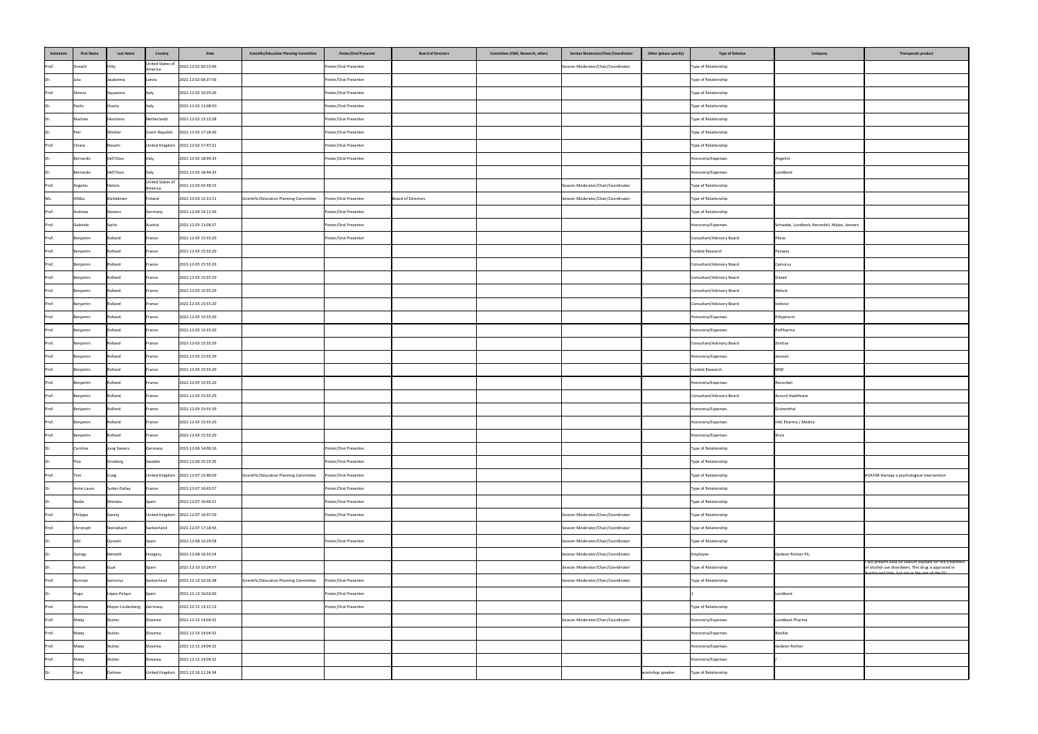| Salutation | First Name | Last Name | Country | Date | Scientific/Education Planning Committee | Poster/Oral Presenter | Board of Directors | Committee (CME, Research, other) | Session Moderator/Chair/Coordinator | Other (please specify) | Type of Relation | Company | Therapeutic product |
|---|---|---|---|---|---|---|---|---|---|---|---|---|---|
| Prof. | Donald | Hilty | United States of America | 2021-12-02 00:15:46 | | Poster/Oral Presenter | | | Session Moderator/Chair/Coordinator | | Type of Relationship | | |
| Dr. | Juta | Jaudzema | Latvia | 2021-12-02 06:37:56 | | Poster/Oral Presenter | | | | | Type of Relationship | | |
| Prof. | Alessio | Squassina | Italy | 2021-12-02 10:29:26 | | Poster/Oral Presenter | | | | | Type of Relationship | | |
| Dr. | Paolo | Ossola | Italy | 2021-12-02 11:08:50 | | Poster/Oral Presenter | | | | | Type of Relationship | | |
| Dr. | Marloes | Henckens | Netherlands | 2021-12-02 13:12:38 | | Poster/Oral Presenter | | | | | Type of Relationship | | |
| Dr. | Petr | Winkler | Czech Republic | 2021-12-02 17:18:36 | | Poster/Oral Presenter | | | | | Type of Relationship | | |
| Prof. | Chiara | Nosarti | United Kingdom | 2021-12-02 17:47:21 | | Poster/Oral Presenter | | | | | Type of Relationship | | |
| Dr. | Bernardo | Dell'Osso | Italy | 2021-12-02 18:44:33 | | Poster/Oral Presenter | | | | | Honoraria/Expenses | Angelini | |
| Dr. | Bernardo | Dell'Osso | Italy | 2021-12-02 18:44:33 | | | | | | | Honoraria/Expenses | Lundbeck | |
| Prof. | Angelos | Halaris | United States of America | 2021-12-03 02:49:15 | | | | | Session Moderator/Chair/Coordinator | | Type of Relationship | | |
| Ms. | Hilkka | Kärkkäinen | Finland | 2021-12-03 12:31:51 | Scientific/Education Planning Committee | Poster/Oral Presenter | Board of Directors | | Session Moderator/Chair/Coordinator | | Type of Relationship | | |
| Prof. | Andreas | Stevens | Germany | 2021-12-04 14:11:56 | | Poster/Oral Presenter | | | | | Type of Relationship | | |
| Prof. | Gabriele | Sachs | Austria | 2021-12-05 11:08:27 | | Poster/Oral Presenter | | | | | Honoraria/Expenses | Schwabe, Lundbeck, Recordati, Mylan, Janssen | |
| Prof. | Benjamin | Rolland | France | 2021-12-05 15:55:29 | | Poster/Oral Presenter | | | | | Consultant/Advisory Board | Pileje | |
| Prof. | Benjamin | Rolland | France | 2021-12-05 15:55:29 | | | | | | | Funded Research | Panaxia | |
| Prof. | Benjamin | Rolland | France | 2021-12-05 15:55:29 | | | | | | | Consultant/Advisory Board | Camurus | |
| Prof. | Benjamin | Rolland | France | 2021-12-05 15:55:29 | | | | | | | Consultant/Advisory Board | Gilead | |
| Prof. | Benjamin | Rolland | France | 2021-12-05 15:55:29 | | | | | | | Consultant/Advisory Board | Abbvie | |
| Prof. | Benjamin | Rolland | France | 2021-12-05 15:55:29 | | | | | | | Consultant/Advisory Board | Indivior | |
| Prof. | Benjamin | Rolland | France | 2021-12-05 15:55:29 | | | | | | | Honoraria/Expenses | Ethypharm | |
| Prof. | Benjamin | Rolland | France | 2021-12-05 15:55:29 | | | | | | | Honoraria/Expenses | PolPharma | |
| Prof. | Benjamin | Rolland | France | 2021-12-05 15:55:29 | | | | | | | Consultant/Advisory Board | Zentiva | |
| Prof. | Benjamin | Rolland | France | 2021-12-05 15:55:29 | | | | | | | Honoraria/Expenses | Janssen | |
| Prof. | Benjamin | Rolland | France | 2021-12-05 15:55:29 | | | | | | | Funded Research | MSD | |
| Prof. | Benjamin | Rolland | France | 2021-12-05 15:55:29 | | | | | | | Honoraria/Expenses | Recordati | |
| Prof. | Benjamin | Rolland | France | 2021-12-05 15:55:29 | | | | | | | Consultant/Advisory Board | Accord Healthcare | |
| Prof. | Benjamin | Rolland | France | 2021-12-05 15:55:29 | | | | | | | Honoraria/Expenses | Grünenthal | |
| Prof. | Benjamin | Rolland | France | 2021-12-05 15:55:29 | | | | | | | Honoraria/Expenses | HAC Pharma / Medice | |
| Prof. | Benjamin | Rolland | France | 2021-12-05 15:55:29 | | | | | | | Honoraria/Expenses | Shire | |
| Dr. | Caroline | Jung-Sievers | Germany | 2021-12-06 14:06:16 | | Poster/Oral Presenter | | | | | Type of Relationship | | |
| Dr. | Yiva | Ginsberg | Sweden | 2021-12-06 15:19:35 | | Poster/Oral Presenter | | | | | Type of Relationship | | |
| Prof. | Tom | Craig | United Kingdom | 2021-12-07 15:40:59 | Scientific/Education Planning Committee | Poster/Oral Presenter | | | | | Type of Relationship | | AVATAR therapy a psychological intervention |
| Dr. | Anne-Laure | Sutter-Dallay | France | 2021-12-07 16:43:57 | | Poster/Oral Presenter | | | | | Type of Relationship | | |
| Dr. | Nadia | Morales | Spain | 2021-12-07 16:44:31 | | Poster/Oral Presenter | | | | | Type of Relationship | | |
| Prof. | Philippa | Garety | United Kingdom | 2021-12-07 16:47:59 | | Poster/Oral Presenter | | | Session Moderator/Chair/Coordinator | | Type of Relationship | | |
| Prof. | Christoph | Steinebach | Switzerland | 2021-12-07 17:18:56 | | | | | Session Moderator/Chair/Coordinator | | Type of Relationship | | |
| Dr. | Adil | Qureshi | Spain | 2021-12-08 12:29:58 | | Poster/Oral Presenter | | | Session Moderator/Chair/Coordinator | | Type of Relationship | | |
| Dr. | György | Németh | Hungary | 2021-12-08 16:32:54 | | | | | Session Moderator/Chair/Coordinator | | Employee | Gedeon Richter Plc. | |
| Dr. | Antoni | Gual | Spain | 2021-12-10 10:24:57 | | | | | Session Moderator/Chair/Coordinator | | Type of Relationship | | I will present data on sodium oxybate for the treatment of alcohol use disorders. This drug is approved in Austria and Italy, but not in the rest of the EU |
| Prof. | Norman | Sartorius | Switzerland | 2021-12-13 10:16:38 | Scientific/Education Planning Committee | Poster/Oral Presenter | | | Session Moderator/Chair/Coordinator | | Type of Relationship | | |
| Dr. | Hugo | López-Pelayo | Spain | 2021-12-13 16:02:06 | | Poster/Oral Presenter | | | | | 1 | Lundbeck | |
| Prof. | Andreas | Meyer-Lindenberg | Germany | 2021-12-15 13:31:13 | | Poster/Oral Presenter | | | | | Type of Relationship | | |
| Prof. | Matej | Stuhec | Slovenia | 2021-12-15 14:04:32 | | | | | Session Moderator/Chair/Coordinator | | Honoraria/Expenses | Lundbeck Pharma | |
| Prof. | Matej | Stuhec | Slovenia | 2021-12-15 14:04:32 | | | | | | | Honoraria/Expenses | Bonifar | |
| Prof. | Matej | Stuhec | Slovenia | 2021-12-15 14:04:32 | | | | | | | Honoraria/Expenses | Gedeon Richter | |
| Prof. | Matej | Stuhec | Slovenia | 2021-12-15 14:04:32 | | | | | | | Honoraria/Expenses | / | |
| Dr. | Clare | Dolman | United Kingdom | 2021-12-16 11:24:34 | | | | | | workshop speaker | Type of Relationship | | |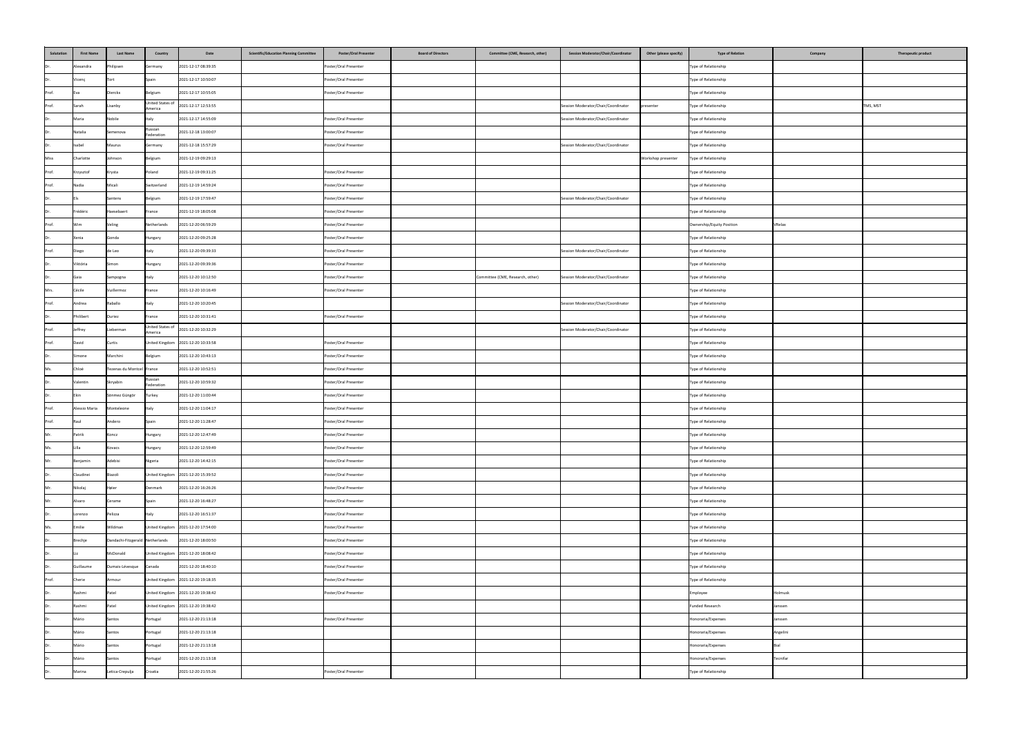| Salutation | First Name | Last Name | Country | Date | Scientific/Education Planning Committee | Poster/Oral Presenter | Board of Directors | Committee (CME, Research, other) | Session Moderator/Chair/Coordinator | Other (please specify) | Type of Relation | Company | Therapeutic product |
|---|---|---|---|---|---|---|---|---|---|---|---|---|---|
| Dr. | Alexandra | Philipsen | Germany | 2021-12-17 08:39:35 | | Poster/Oral Presenter | | | | | Type of Relationship | | |
| Dr. | Vicenç | Tort | Spain | 2021-12-17 10:50:07 | | Poster/Oral Presenter | | | | | Type of Relationship | | |
| Prof. | Eva | Dierckx | Belgium | 2021-12-17 10:55:05 | | Poster/Oral Presenter | | | | | Type of Relationship | | |
| Prof. | Sarah | Lisanby | United States of America | 2021-12-17 12:53:55 | | | | | Session Moderator/Chair/Coordinator | presenter | Type of Relationship | | TMS, MST |
| Dr. | Maria | Nobile | Italy | 2021-12-17 14:55:09 | | Poster/Oral Presenter | | | Session Moderator/Chair/Coordinator | | Type of Relationship | | |
| Dr. | Natalia | Semenova | Russian Federation | 2021-12-18 13:00:07 | | Poster/Oral Presenter | | | | | Type of Relationship | | |
| Dr. | Isabel | Maurus | Germany | 2021-12-18 15:57:29 | | Poster/Oral Presenter | | | Session Moderator/Chair/Coordinator | | Type of Relationship | | |
| Miss | Charlotte | Johnson | Belgium | 2021-12-19 09:29:13 | | | | | | Workshop presenter | Type of Relationship | | |
| Prof. | Krzysztof | Krysta | Poland | 2021-12-19 09:31:25 | | Poster/Oral Presenter | | | | | Type of Relationship | | |
| Prof. | Nadia | Micali | Switzerland | 2021-12-19 14:59:24 | | Poster/Oral Presenter | | | | | Type of Relationship | | |
| Dr. | Els | Santens | Belgium | 2021-12-19 17:59:47 | | Poster/Oral Presenter | | | Session Moderator/Chair/Coordinator | | Type of Relationship | | |
| Dr. | Frédéric | Haesebaert | France | 2021-12-19 18:05:08 | | Poster/Oral Presenter | | | | | Type of Relationship | | |
| Prof. | Wim | Veling | Netherlands | 2021-12-20 06:59:29 | | Poster/Oral Presenter | | | | | Ownership/Equity Position | VRelax | |
| Dr. | Xenia | Gonda | Hungary | 2021-12-20 09:25:28 | | Poster/Oral Presenter | | | | | Type of Relationship | | |
| Prof. | Diego | de Leo | Italy | 2021-12-20 09:39:33 | | Poster/Oral Presenter | | | Session Moderator/Chair/Coordinator | | Type of Relationship | | |
| Dr. | Viktória | Simon | Hungary | 2021-12-20 09:39:36 | | Poster/Oral Presenter | | | | | Type of Relationship | | |
| Dr. | Gaia | Sampogna | Italy | 2021-12-20 10:12:50 | | Poster/Oral Presenter | | Committee (CME, Research, other) | Session Moderator/Chair/Coordinator | | Type of Relationship | | |
| Mrs. | Cécile | Vuillermoz | France | 2021-12-20 10:16:49 | | Poster/Oral Presenter | | | | | Type of Relationship | | |
| Prof. | Andrea | Raballo | Italy | 2021-12-20 10:20:45 | | | | | Session Moderator/Chair/Coordinator | | Type of Relationship | | |
| Dr. | Philibert | Duriez | France | 2021-12-20 10:31:41 | | Poster/Oral Presenter | | | | | Type of Relationship | | |
| Prof. | Jeffrey | Lieberman | United States of America | 2021-12-20 10:32:29 | | | | | Session Moderator/Chair/Coordinator | | Type of Relationship | | |
| Prof. | David | Curtis | United Kingdom | 2021-12-20 10:33:58 | | Poster/Oral Presenter | | | | | Type of Relationship | | |
| Dr. | Simone | Marchini | Belgium | 2021-12-20 10:43:13 | | Poster/Oral Presenter | | | | | Type of Relationship | | |
| Ms. | Chloé | Tezenas du Montcel | France | 2021-12-20 10:52:51 | | Poster/Oral Presenter | | | | | Type of Relationship | | |
| Dr. | Valentin | Skryabin | Russian Federation | 2021-12-20 10:59:32 | | Poster/Oral Presenter | | | | | Type of Relationship | | |
| Dr. | Ekin | Sönmez Güngör | Turkey | 2021-12-20 11:00:44 | | Poster/Oral Presenter | | | | | Type of Relationship | | |
| Prof. | Alessio Maria | Monteleone | Italy | 2021-12-20 11:04:17 | | Poster/Oral Presenter | | | | | Type of Relationship | | |
| Prof. | Raul | Andero | Spain | 2021-12-20 11:28:47 | | Poster/Oral Presenter | | | | | Type of Relationship | | |
| Mr. | Patrik | Koncz | Hungary | 2021-12-20 12:47:49 | | Poster/Oral Presenter | | | | | Type of Relationship | | |
| Ms. | Lilla | Kovacs | Hungary | 2021-12-20 12:59:49 | | Poster/Oral Presenter | | | | | Type of Relationship | | |
| Mr. | Benjamin | Adebisi | Nigeria | 2021-12-20 14:42:15 | | Poster/Oral Presenter | | | | | Type of Relationship | | |
| Dr. | Claudinei | Biazoli | United Kingdom | 2021-12-20 15:39:52 | | Poster/Oral Presenter | | | | | Type of Relationship | | |
| Mr. | Nikolaj | Høier | Denmark | 2021-12-20 16:26:26 | | Poster/Oral Presenter | | | | | Type of Relationship | | |
| Mr. | Alvaro | Cerame | Spain | 2021-12-20 16:48:27 | | Poster/Oral Presenter | | | | | Type of Relationship | | |
| Dr. | Lorenzo | Pelizza | Italy | 2021-12-20 16:51:37 | | Poster/Oral Presenter | | | | | Type of Relationship | | |
| Ms. | Emilie | Wildman | United Kingdom | 2021-12-20 17:54:00 | | Poster/Oral Presenter | | | | | Type of Relationship | | |
| Dr. | Brechje | Dandachi-Fitzgerald | Netherlands | 2021-12-20 18:00:50 | | Poster/Oral Presenter | | | | | Type of Relationship | | |
| Dr. | Liz | McDonald | United Kingdom | 2021-12-20 18:08:42 | | Poster/Oral Presenter | | | | | Type of Relationship | | |
| Dr. | Guillaume | Dumais-Lévesque | Canada | 2021-12-20 18:40:10 | | Poster/Oral Presenter | | | | | Type of Relationship | | |
| Prof. | Cherie | Armour | United Kingdom | 2021-12-20 19:18:35 | | Poster/Oral Presenter | | | | | Type of Relationship | | |
| Dr. | Rashmi | Patel | United Kingdom | 2021-12-20 19:38:42 | | Poster/Oral Presenter | | | | | Employee | Holmusk | |
| Dr. | Rashmi | Patel | United Kingdom | 2021-12-20 19:38:42 | | | | | | | Funded Research | Janssen | |
| Dr. | Mário | Santos | Portugal | 2021-12-20 21:13:18 | | Poster/Oral Presenter | | | | | Honoraria/Expenses | Janssen | |
| Dr. | Mário | Santos | Portugal | 2021-12-20 21:13:18 | | | | | | | Honoraria/Expenses | Angelini | |
| Dr. | Mário | Santos | Portugal | 2021-12-20 21:13:18 | | | | | | | Honoraria/Expenses | Bial | |
| Dr. | Mário | Santos | Portugal | 2021-12-20 21:13:18 | | | | | | | Honoraria/Expenses | Tecnifar | |
| Dr. | Marina | Letica-Crepulja | Croatia | 2021-12-20 21:55:26 | | Poster/Oral Presenter | | | | | Type of Relationship | | |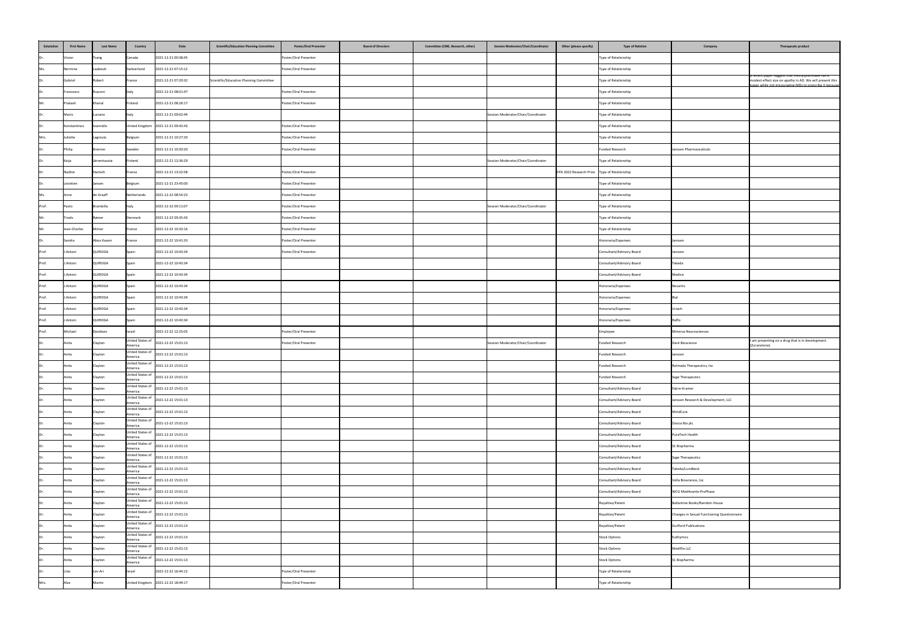| Salutation | First Name | Last Name | Country | Date | Scientific/Education Planning Committee | Poster/Oral Presenter | Board of Directors | Committee (CME, Research, other) | Session Moderator/Chair/Coordinator | Other (please specify) | Type of Relation | Company | Therapeutic product |
|---|---|---|---|---|---|---|---|---|---|---|---|---|---|
| Dr. | Vivian | Tsang | Canada | 2021-12-21 00:38:45 | | Poster/Oral Presenter | | | | | Type of Relationship | | |
| Ms. | Nermine | Laaboub | Switzerland | 2021-12-21 07:15:12 | | Poster/Oral Presenter | | | | | Type of Relationship | | |
| Dr. | Gabriel | Robert | France | 2021-12-21 07:29:32 | Scientific/Education Planning Committee | | | | | | Type of Relationship | | a recent paper suggest that methylphenidate has a modest effect size on apathy in AD. We will present this paper while not encouraging MDs to prescribe it because |
| Dr. | Francesco | Rusconi | Italy | 2021-12-21 08:01:47 | | Poster/Oral Presenter | | | | | Type of Relationship | | |
| Mr. | Prakash | Khanal | Finland | 2021-12-21 08:26:17 | | Poster/Oral Presenter | | | | | Type of Relationship | | |
| Dr. | Mario | Luciano | Italy | 2021-12-21 09:02:44 | | | | | Session Moderator/Chair/Coordinator | | Type of Relationship | | |
| Dr. | Konstantinos | Ioannidis | United Kingdom | 2021-12-21 09:42:43 | | Poster/Oral Presenter | | | | | Type of Relationship | | |
| Mrs. | Juliette | Lagreula | Belgium | 2021-12-21 10:27:20 | | Poster/Oral Presenter | | | | | Type of Relationship | | |
| Dr. | Philip | Brenner | Sweden | 2021-12-21 10:30:20 | | Poster/Oral Presenter | | | | | Funded Research | Janssen Pharmaceuticals | |
| Dr. | Kaija | Järventausta | Finland | 2021-12-21 12:36:29 | | | | | Session Moderator/Chair/Coordinator | | Type of Relationship | | |
| Dr. | Nadine | Hamieh | France | 2021-12-21 13:22:58 | | Poster/Oral Presenter | | | | EPA 2022 Research Prize | Type of Relationship | | |
| Dr. | Leontien | Jansen | Belgium | 2021-12-21 23:45:00 | | Poster/Oral Presenter | | | | | Type of Relationship | | |
| Ms. | Anne | de Graaff | Netherlands | 2021-12-22 08:54:23 | | Poster/Oral Presenter | | | | | Type of Relationship | | |
| Prof. | Paolo | Brambilla | Italy | 2021-12-22 09:11:07 | | Poster/Oral Presenter | | | Session Moderator/Chair/Coordinator | | Type of Relationship | | |
| Mr. | Troels | Bjerner | Denmark | 2021-12-22 09:35:43 | | Poster/Oral Presenter | | | | | Type of Relationship | | |
| Mr. | Jean-Charles | Minier | France | 2021-12-22 10:33:16 | | Poster/Oral Presenter | | | | | Type of Relationship | | |
| Dr. | Sandra | Abou Kassm | France | 2021-12-22 10:41:33 | | Poster/Oral Presenter | | | | | Honoraria/Expenses | Janssen | |
| Prof. | J.Antoni | QUIROGA | Spain | 2021-12-22 10:43:34 | | Poster/Oral Presenter | | | | | Consultant/Advisory Board | Janssen | |
| Prof. | J.Antoni | QUIROGA | Spain | 2021-12-22 10:43:34 | | | | | | | Consultant/Advisory Board | Takeda | |
| Prof. | J.Antoni | QUIROGA | Spain | 2021-12-22 10:43:34 | | | | | | | Consultant/Advisory Board | Medice | |
| Prof. | J.Antoni | QUIROGA | Spain | 2021-12-22 10:43:34 | | | | | | | Honoraria/Expenses | Novartis | |
| Prof. | J.Antoni | QUIROGA | Spain | 2021-12-22 10:43:34 | | | | | | | Honoraria/Expenses | Bial | |
| Prof. | J.Antoni | QUIROGA | Spain | 2021-12-22 10:43:34 | | | | | | | Honoraria/Expenses | Uriach | |
| Prof. | J.Antoni | QUIROGA | Spain | 2021-12-22 10:43:34 | | | | | | | Honoraria/Expenses | Raffo | |
| Prof. | Michael | Davidson | Israel | 2021-12-22 12:25:05 | | Poster/Oral Presenter | | | | | Employee | Minerva Neurosciences | |
| Dr. | Anita | Clayton | United States of America | 2021-12-22 15:01:13 | | Poster/Oral Presenter | | | Session Moderator/Chair/Coordinator | | Funded Research | Daré Bioscience | I am presenting on a drug that is in development. (Zuranolone) |
| Dr. | Anita | Clayton | United States of America | 2021-12-22 15:01:13 | | | | | | | Funded Research | Janssen | |
| Dr. | Anita | Clayton | United States of America | 2021-12-22 15:01:13 | | | | | | | Funded Research | Relmada Therapeutics, Inc | |
| Dr. | Anita | Clayton | United States of America | 2021-12-22 15:01:13 | | | | | | | Funded Research | Sage Therapeutics | |
| Dr. | Anita | Clayton | United States of America | 2021-12-22 15:01:13 | | | | | | | Consultant/Advisory Board | Fabre-Kramer | |
| Dr. | Anita | Clayton | United States of America | 2021-12-22 15:01:13 | | | | | | | Consultant/Advisory Board | Janssen Research & Development, LLC | |
| Dr. | Anita | Clayton | United States of America | 2021-12-22 15:01:13 | | | | | | | Consultant/Advisory Board | MindCure | |
| Dr. | Anita | Clayton | United States of America | 2021-12-22 15:01:13 | | | | | | | Consultant/Advisory Board | Ovoca Bio plc | |
| Dr. | Anita | Clayton | United States of America | 2021-12-22 15:01:13 | | | | | | | Consultant/Advisory Board | PureTech Health | |
| Dr. | Anita | Clayton | United States of America | 2021-12-22 15:01:13 | | | | | | | Consultant/Advisory Board | S1 Biopharma | |
| Dr. | Anita | Clayton | United States of America | 2021-12-22 15:01:13 | | | | | | | Consultant/Advisory Board | Sage Therapeutics | |
| Dr. | Anita | Clayton | United States of America | 2021-12-22 15:01:13 | | | | | | | Consultant/Advisory Board | Takeda/Lundbeck | |
| Dr. | Anita | Clayton | United States of America | 2021-12-22 15:01:13 | | | | | | | Consultant/Advisory Board | Vella Bioscience, Inc | |
| Dr. | Anita | Clayton | United States of America | 2021-12-22 15:01:13 | | | | | | | Consultant/Advisory Board | WCG MedAvante-ProPhase | |
| Dr. | Anita | Clayton | United States of America | 2021-12-22 15:01:13 | | | | | | | Royalties/Patent | Ballantine Books/Random House | |
| Dr. | Anita | Clayton | United States of America | 2021-12-22 15:01:13 | | | | | | | Royalties/Patent | Changes in Sexual Functioning Questionnaire | |
| Dr. | Anita | Clayton | United States of America | 2021-12-22 15:01:13 | | | | | | | Royalties/Patent | Guilford Publications | |
| Dr. | Anita | Clayton | United States of America | 2021-12-22 15:01:13 | | | | | | | Stock Options | Euthymics | |
| Dr. | Anita | Clayton | United States of America | 2021-12-22 15:01:13 | | | | | | | Stock Options | Mediflix LLC | |
| Dr. | Anita | Clayton | United States of America | 2021-12-22 15:01:13 | | | | | | | Stock Options | S1 Biopharma | |
| Dr. | Lilac | Lev-Ari | Israel | 2021-12-22 16:44:12 | | Poster/Oral Presenter | | | | | Type of Relationship | | |
| Mrs. | Alex | Martin | United Kingdom | 2021-12-22 18:44:17 | | Poster/Oral Presenter | | | | | Type of Relationship | | |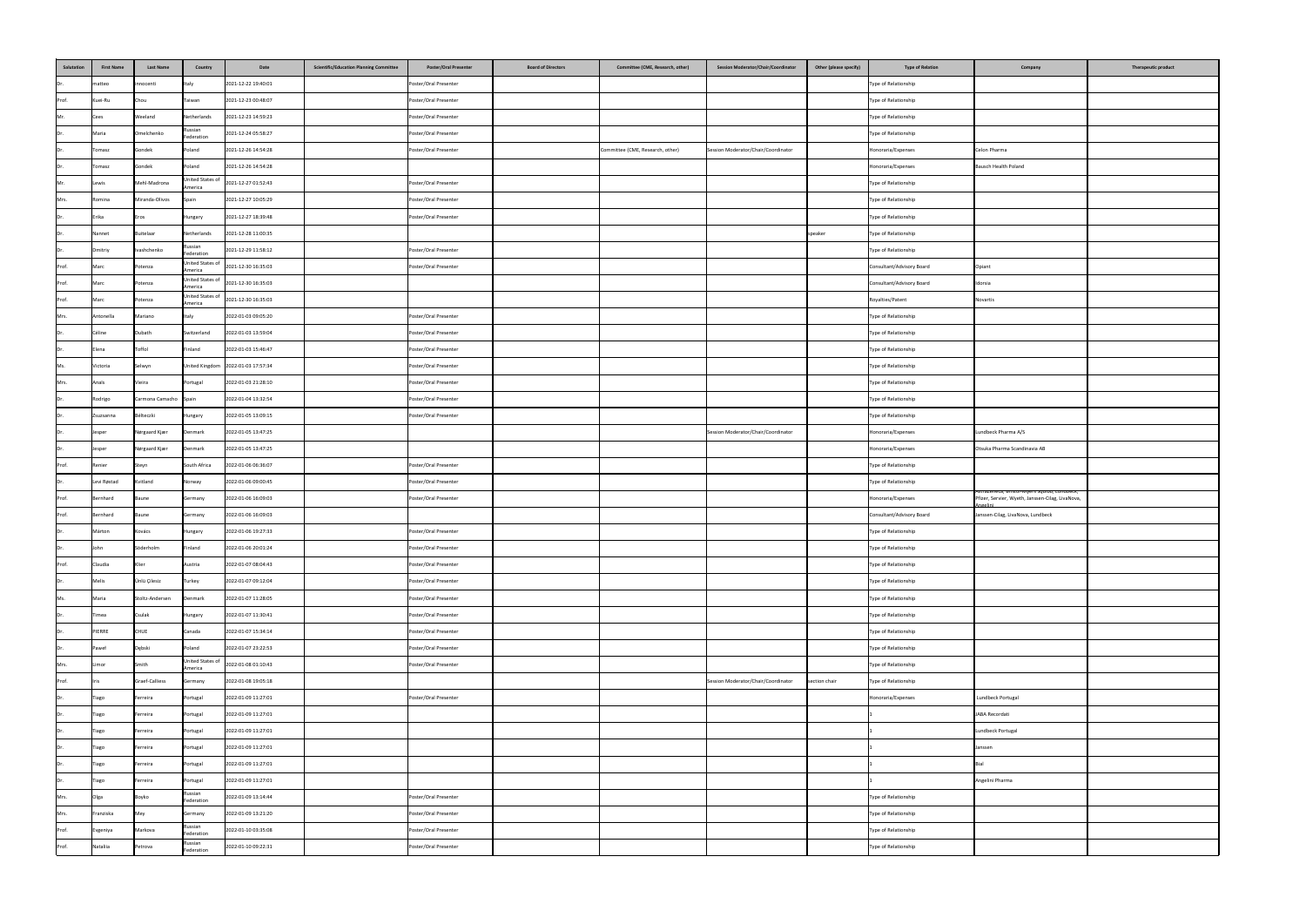| Salutation | First Name | Last Name | Country | Date | Scientific/Education Planning Committee | Poster/Oral Presenter | Board of Directors | Committee (CME, Research, other) | Session Moderator/Chair/Coordinator | Other (please specify) | Type of Relation | Company | Therapeutic product |
|---|---|---|---|---|---|---|---|---|---|---|---|---|---|
| Dr. | matteo | innocenti | Italy | 2021-12-22 19:40:01 | | Poster/Oral Presenter | | | | | Type of Relationship | | |
| Prof. | Kuei-Ru | Chou | Taiwan | 2021-12-23 00:48:07 | | Poster/Oral Presenter | | | | | Type of Relationship | | |
| Mr. | Cees | Weeland | Netherlands | 2021-12-23 14:59:23 | | Poster/Oral Presenter | | | | | Type of Relationship | | |
| Dr. | Maria | Omelchenko | Russian Federation | 2021-12-24 05:58:27 | | Poster/Oral Presenter | | | | | Type of Relationship | | |
| Dr. | Tomasz | Gondek | Poland | 2021-12-26 14:54:28 | | Poster/Oral Presenter | | Committee (CME, Research, other) | Session Moderator/Chair/Coordinator | | Honoraria/Expenses | Celon Pharma | |
| Dr. | Tomasz | Gondek | Poland | 2021-12-26 14:54:28 | | | | | | | Honoraria/Expenses | Bausch Health Poland | |
| Mr. | Lewis | Mehl-Madrona | United States of America | 2021-12-27 01:52:43 | | Poster/Oral Presenter | | | | | Type of Relationship | | |
| Mrs. | Romina | Miranda-Olivos | Spain | 2021-12-27 10:05:29 | | Poster/Oral Presenter | | | | | Type of Relationship | | |
| Dr. | Erika | Eros | Hungary | 2021-12-27 18:39:48 | | Poster/Oral Presenter | | | | | Type of Relationship | | |
| Dr. | Nannet | Buitelaar | Netherlands | 2021-12-28 11:00:35 | | | | | | speaker | Type of Relationship | | |
| Dr. | Dmitriy | Ivashchenko | Russian Federation | 2021-12-29 11:58:12 | | Poster/Oral Presenter | | | | | Type of Relationship | | |
| Prof. | Marc | Potenza | United States of America | 2021-12-30 16:35:03 | | Poster/Oral Presenter | | | | | Consultant/Advisory Board | Opiant | |
| Prof. | Marc | Potenza | United States of America | 2021-12-30 16:35:03 | | | | | | | Consultant/Advisory Board | Idorsia | |
| Prof. | Marc | Potenza | United States of America | 2021-12-30 16:35:03 | | | | | | | Royalties/Patent | Novartis | |
| Mrs. | Antonella | Mariano | Italy | 2022-01-03 09:05:20 | | Poster/Oral Presenter | | | | | Type of Relationship | | |
| Dr. | Céline | Dubath | Switzerland | 2022-01-03 13:59:04 | | Poster/Oral Presenter | | | | | Type of Relationship | | |
| Dr. | Elena | Toffol | Finland | 2022-01-03 15:46:47 | | Poster/Oral Presenter | | | | | Type of Relationship | | |
| Ms. | Victoria | Selwyn | United Kingdom | 2022-01-03 17:57:34 | | Poster/Oral Presenter | | | | | Type of Relationship | | |
| Mrs. | Anaïs | Vieira | Portugal | 2022-01-03 21:28:10 | | Poster/Oral Presenter | | | | | Type of Relationship | | |
| Dr. | Rodrigo | Carmona Camacho | Spain | 2022-01-04 13:32:54 | | Poster/Oral Presenter | | | | | Type of Relationship | | |
| Dr. | Zsuzsanna | Bélteczki | Hungary | 2022-01-05 13:09:15 | | Poster/Oral Presenter | | | | | Type of Relationship | | |
| Dr. | Jesper | Nørgaard Kjær | Denmark | 2022-01-05 13:47:25 | | | | | Session Moderator/Chair/Coordinator | | Honoraria/Expenses | Lundbeck Pharma A/S | |
| Dr. | Jesper | Nørgaard Kjær | Denmark | 2022-01-05 13:47:25 | | | | | | | Honoraria/Expenses | Otsuka Pharma Scandinavia AB | |
| Prof. | Renier | Steyn | South Africa | 2022-01-06 06:36:07 | | Poster/Oral Presenter | | | | | Type of Relationship | | |
| Dr. | Levi Røstad | Kvitland | Norway | 2022-01-06 09:00:45 | | Poster/Oral Presenter | | | | | Type of Relationship | | |
| Prof. | Bernhard | Baune | Germany | 2022-01-06 16:09:03 | | Poster/Oral Presenter | | | | | Honoraria/Expenses | AstraZeneca, Bristol-Myers Squibb, Lundbeck, Pfizer, Servier, Wyeth, Janssen-Cilag, LivaNova, Angelini | |
| Prof. | Bernhard | Baune | Germany | 2022-01-06 16:09:03 | | | | | | | Consultant/Advisory Board | Janssen-Cilag, LivaNova, Lundbeck | |
| Dr. | Márton | Kovács | Hungary | 2022-01-06 19:27:33 | | Poster/Oral Presenter | | | | | Type of Relationship | | |
| Dr. | John | Söderholm | Finland | 2022-01-06 20:01:24 | | Poster/Oral Presenter | | | | | Type of Relationship | | |
| Prof. | Claudia | Klier | Austria | 2022-01-07 08:04:43 | | Poster/Oral Presenter | | | | | Type of Relationship | | |
| Dr. | Melis | Ünlü Çilesiz | Turkey | 2022-01-07 09:12:04 | | Poster/Oral Presenter | | | | | Type of Relationship | | |
| Ms. | Maria | Stoltz-Andersen | Denmark | 2022-01-07 11:28:05 | | Poster/Oral Presenter | | | | | Type of Relationship | | |
| Dr. | Timea | Csulak | Hungary | 2022-01-07 11:30:41 | | Poster/Oral Presenter | | | | | Type of Relationship | | |
| Dr. | PIERRE | CHUE | Canada | 2022-01-07 15:34:14 | | Poster/Oral Presenter | | | | | Type of Relationship | | |
| Dr. | Pawel | Dębski | Poland | 2022-01-07 23:22:53 | | Poster/Oral Presenter | | | | | Type of Relationship | | |
| Mrs. | Limor | Smith | United States of America | 2022-01-08 01:10:43 | | Poster/Oral Presenter | | | | | Type of Relationship | | |
| Prof. | Iris | Graef-Calliess | Germany | 2022-01-08 19:05:18 | | | | | Session Moderator/Chair/Coordinator | section chair | Type of Relationship | | |
| Dr. | Tiago | Ferreira | Portugal | 2022-01-09 11:27:01 | | Poster/Oral Presenter | | | | | Honoraria/Expenses | Lundbeck Portugal | |
| Dr. | Tiago | Ferreira | Portugal | 2022-01-09 11:27:01 | | | | | | | 1 | JABA Recordati | |
| Dr. | Tiago | Ferreira | Portugal | 2022-01-09 11:27:01 | | | | | | | 1 | Lundbeck Portugal | |
| Dr. | Tiago | Ferreira | Portugal | 2022-01-09 11:27:01 | | | | | | | 1 | Janssen | |
| Dr. | Tiago | Ferreira | Portugal | 2022-01-09 11:27:01 | | | | | | | 1 | Bial | |
| Dr. | Tiago | Ferreira | Portugal | 2022-01-09 11:27:01 | | | | | | | 1 | Angelini Pharma | |
| Mrs. | Olga | Boyko | Russian Federation | 2022-01-09 13:14:44 | | Poster/Oral Presenter | | | | | Type of Relationship | | |
| Mrs. | Franziska | Mey | Germany | 2022-01-09 13:21:20 | | Poster/Oral Presenter | | | | | Type of Relationship | | |
| Prof. | Evgeniya | Markova | Russian Federation | 2022-01-10 03:35:08 | | Poster/Oral Presenter | | | | | Type of Relationship | | |
| Prof. | Natallia | Petrova | Russian Federation | 2022-01-10 09:22:31 | | Poster/Oral Presenter | | | | | Type of Relationship | | |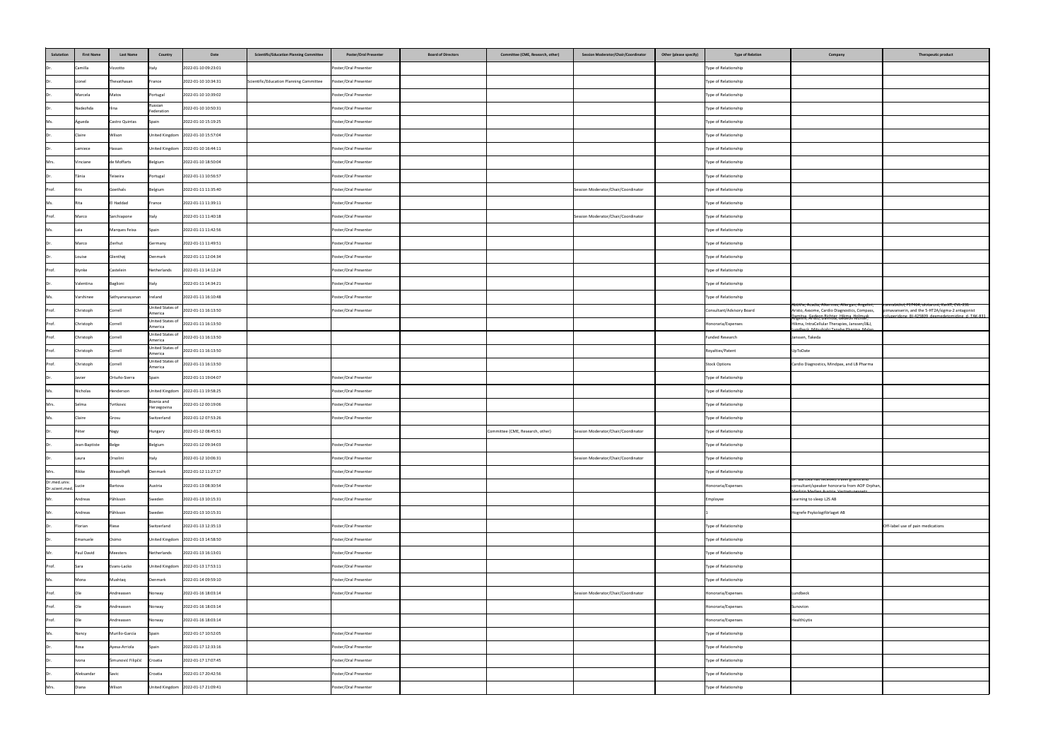| Salutation | First Name | Last Name | Country | Date | Scientific/Education Planning Committee | Poster/Oral Presenter | Board of Directors | Committee (CME, Research, other) | Session Moderator/Chair/Coordinator | Other (please specify) | Type of Relation | Company | Therapeutic product |
|---|---|---|---|---|---|---|---|---|---|---|---|---|---|
| Dr. | Camilla | Vizzotto | Italy | 2022-01-10 09:23:01 | | Poster/Oral Presenter | | | | | Type of Relationship | | |
| Dr. | Lionel | Thevathasan | France | 2022-01-10 10:34:31 | Scientific/Education Planning Committee | Poster/Oral Presenter | | | | | Type of Relationship | | |
| Dr. | Marcela | Matos | Portugal | 2022-01-10 10:39:02 | | Poster/Oral Presenter | | | | | Type of Relationship | | |
| Dr. | Nadezhda | Ilina | Russian Federation | 2022-01-10 10:50:31 | | Poster/Oral Presenter | | | | | Type of Relationship | | |
| Ms. | Agueda | Castro Quintas | Spain | 2022-01-10 15:19:25 | | Poster/Oral Presenter | | | | | Type of Relationship | | |
| Dr. | Claire | Wilson | United Kingdom | 2022-01-10 15:57:04 | | Poster/Oral Presenter | | | | | Type of Relationship | | |
| Dr. | Lamiece | Hassan | United Kingdom | 2022-01-10 16:44:11 | | Poster/Oral Presenter | | | | | Type of Relationship | | |
| Mrs. | Vinciane | de Moffarts | Belgium | 2022-01-10 18:50:04 | | Poster/Oral Presenter | | | | | Type of Relationship | | |
| Dr. | Tânia | Teixeira | Portugal | 2022-01-11 10:56:57 | | Poster/Oral Presenter | | | | | Type of Relationship | | |
| Prof. | Kris | Goethals | Belgium | 2022-01-11 11:35:40 | | Poster/Oral Presenter | | | Session Moderator/Chair/Coordinator | | Type of Relationship | | |
| Ms. | Rita | El Haddad | France | 2022-01-11 11:39:11 | | Poster/Oral Presenter | | | | | Type of Relationship | | |
| Prof. | Marco | Sarchiapone | Italy | 2022-01-11 11:40:18 | | Poster/Oral Presenter | | | Session Moderator/Chair/Coordinator | | Type of Relationship | | |
| Ms. | Laia | Marques Feixa | Spain | 2022-01-11 11:42:56 | | Poster/Oral Presenter | | | | | Type of Relationship | | |
| Dr. | Marco | Zierhut | Germany | 2022-01-11 11:49:51 | | Poster/Oral Presenter | | | | | Type of Relationship | | |
| Dr. | Louise | Glenthøj | Denmark | 2022-01-11 12:04:34 | | Poster/Oral Presenter | | | | | Type of Relationship | | |
| Prof. | Stynke | Castelein | Netherlands | 2022-01-11 14:12:24 | | Poster/Oral Presenter | | | | | Type of Relationship | | |
| Dr. | Valentina | Baglioni | Italy | 2022-01-11 14:34:21 | | Poster/Oral Presenter | | | | | Type of Relationship | | |
| Ms. | Varshinee | Sathyanarayanan | Ireland | 2022-01-11 16:10:48 | | Poster/Oral Presenter | | | | | Type of Relationship | | |
| Prof. | Christoph | Correll | United States of America | 2022-01-11 16:13:50 | | Poster/Oral Presenter | | | | | Consultant/Advisory Board | AbbVie, Acadia, Alkermes, Allergan, Angelini, Aristo, Axsome, Cardio Diagnostics, Compass, Damitsa, Gedeon Richter, Hikma, Holmusk, | cannabidiol, F17464, ulotaront, KarXT, CVL-231 pimavanserin, and the 5-HT2A/sigma-2 antagonist roluperidone, BI-425809, dexmedetomidine, d-, TAK-831 |
| Prof. | Christoph | Correll | United States of America | 2022-01-11 16:13:50 | | | | | | | Honoraria/Expenses | Angelini, Aristo, Damitsa, Gedeon Richter, Hikma, IntraCellular Therapies, Janssen/J&J, Lundbeck, Mitsubishi Tanabe Pharma, Mylan | |
| Prof. | Christoph | Correll | United States of America | 2022-01-11 16:13:50 | | | | | | | Funded Research | Janssen, Takeda | |
| Prof. | Christoph | Correll | United States of America | 2022-01-11 16:13:50 | | | | | | | Royalties/Patent | UpToDate | |
| Prof. | Christoph | Correll | United States of America | 2022-01-11 16:13:50 | | | | | | | Stock Options | Cardio Diagnostics, Mindpax, and LB Pharma | |
| Dr. | Javier | Ortuño-Sierra | Spain | 2022-01-11 19:04:07 | | Poster/Oral Presenter | | | | | Type of Relationship | | |
| Ms. | Nicholas | Henderson | United Kingdom | 2022-01-11 19:58:25 | | Poster/Oral Presenter | | | | | Type of Relationship | | |
| Mrs. | Selma | Tvrtkovic | Bosnia and Herzegovina | 2022-01-12 00:19:06 | | Poster/Oral Presenter | | | | | Type of Relationship | | |
| Ms. | Claire | Grosu | Switzerland | 2022-01-12 07:53:26 | | Poster/Oral Presenter | | | | | Type of Relationship | | |
| Dr. | Péter | Nagy | Hungary | 2022-01-12 08:45:51 | | | | Committee (CME, Research, other) | Session Moderator/Chair/Coordinator | | Type of Relationship | | |
| Dr. | Jean-Baptiste | Belge | Belgium | 2022-01-12 09:34:03 | | Poster/Oral Presenter | | | | | Type of Relationship | | |
| Dr. | Laura | Orsolini | Italy | 2022-01-12 10:06:31 | | Poster/Oral Presenter | | | Session Moderator/Chair/Coordinator | | Type of Relationship | | |
| Mrs. | Rikke | Wesselhøft | Denmark | 2022-01-12 11:27:17 | | Poster/Oral Presenter | | | | | Type of Relationship | | |
| Dr.med.univ. Dr.scient.med. | Lucie | Bartova | Austria | 2022-01-13 08:30:54 | | Poster/Oral Presenter | | | | | Honoraria/Expenses | Dr. Bartova has received travel grants and consultant/speaker honoraria from AOP Orphan, Medizin Medien Austria, Vertretungsnetz | |
| Mr. | Andreas | Påhlsson | Sweden | 2022-01-13 10:15:31 | | Poster/Oral Presenter | | | | | Employee | Learning to sleep L2S AB | |
| Mr. | Andreas | Påhlsson | Sweden | 2022-01-13 10:15:31 | | | | | | | 1 | Hogrefe Psykologiförlaget AB | |
| Dr. | Florian | Riese | Switzerland | 2022-01-13 12:35:13 | | Poster/Oral Presenter | | | | | Type of Relationship | | Off-label use of pain medications |
| Dr. | Emanuele | Osimo | United Kingdom | 2022-01-13 14:58:50 | | Poster/Oral Presenter | | | | | Type of Relationship | | |
| Mr. | Paul David | Meesters | Netherlands | 2022-01-13 16:13:01 | | Poster/Oral Presenter | | | | | Type of Relationship | | |
| Prof. | Sara | Evans-Lacko | United Kingdom | 2022-01-13 17:53:11 | | Poster/Oral Presenter | | | | | Type of Relationship | | |
| Ms. | Mona | Mushtaq | Denmark | 2022-01-14 09:59:10 | | Poster/Oral Presenter | | | | | Type of Relationship | | |
| Prof. | Ole | Andreassen | Norway | 2022-01-16 18:03:14 | | Poster/Oral Presenter | | | Session Moderator/Chair/Coordinator | | Honoraria/Expenses | Lundbeck | |
| Prof. | Ole | Andreassen | Norway | 2022-01-16 18:03:14 | | | | | | | Honoraria/Expenses | Sunovion | |
| Prof. | Ole | Andreassen | Norway | 2022-01-16 18:03:14 | | | | | | | Honoraria/Expenses | HealthLytix | |
| Ms. | Nancy | Murillo-Garcia | Spain | 2022-01-17 10:52:05 | | Poster/Oral Presenter | | | | | Type of Relationship | | |
| Dr. | Rosa | Ayesa-Arriola | Spain | 2022-01-17 12:33:16 | | Poster/Oral Presenter | | | | | Type of Relationship | | |
| Dr. | Ivona | Šimunović Filipčić | Croatia | 2022-01-17 17:07:45 | | Poster/Oral Presenter | | | | | Type of Relationship | | |
| Dr. | Aleksandar | Savic | Croatia | 2022-01-17 20:42:56 | | Poster/Oral Presenter | | | | | Type of Relationship | | |
| Mrs. | Diana | Wilson | United Kingdom | 2022-01-17 21:09:41 | | Poster/Oral Presenter | | | | | Type of Relationship | | |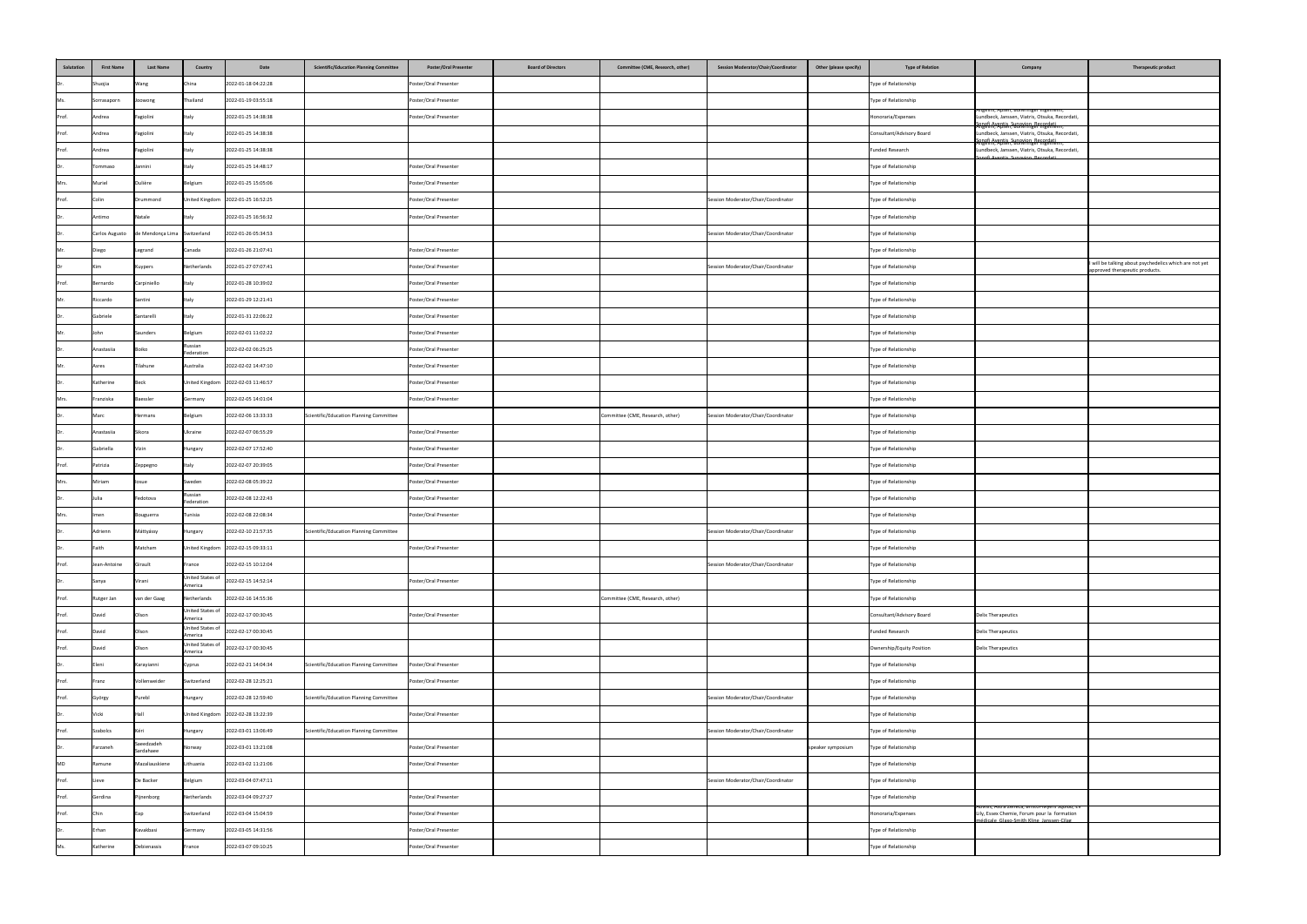| Salutation | First Name | Last Name | Country | Date | Scientific/Education Planning Committee | Poster/Oral Presenter | Board of Directors | Committee (CME, Research, other) | Session Moderator/Chair/Coordinator | Other (please specify) | Type of Relation | Company | Therapeutic product |
|---|---|---|---|---|---|---|---|---|---|---|---|---|---|
| Dr. | Shuojia | Wang | China | 2022-01-18 04:22:28 | | Poster/Oral Presenter | | | | | Type of Relationship | | |
| Ms. | Somsaaporn | Joowong | Thailand | 2022-01-19 03:55:18 | | Poster/Oral Presenter | | | | | Type of Relationship | | |
| Prof. | Andrea | Fagiolini | Italy | 2022-01-25 14:38:38 | | Poster/Oral Presenter | | | | | Honoraria/Expenses | Angelini, Apsen, Boehringer Ingelheim, Lundbeck, Janssen, Viatris, Otsuka, Recordati, Sanofi Aventis, Sunovion, Recordati | |
| Prof. | Andrea | Fagiolini | Italy | 2022-01-25 14:38:38 | | | | | | | Consultant/Advisory Board | Angelini, Apsen, Boehringer Ingelheim, Lundbeck, Janssen, Viatris, Otsuka, Recordati, Sanofi Aventis, Sunovion, Recordati | |
| Prof. | Andrea | Fagiolini | Italy | 2022-01-25 14:38:38 | | | | | | | Funded Research | Angelini, Apsen, Boehringer Ingelheim, Lundbeck, Janssen, Viatris, Otsuka, Recordati, Sanofi Aventis, Sunovion, Recordati | |
| Dr. | Tommaso | Jannini | Italy | 2022-01-25 14:48:17 | | Poster/Oral Presenter | | | | | Type of Relationship | | |
| Mrs. | Muriel | Dulière | Belgium | 2022-01-25 15:05:06 | | Poster/Oral Presenter | | | | | Type of Relationship | | |
| Prof. | Colin | Drummond | United Kingdom | 2022-01-25 16:52:25 | | Poster/Oral Presenter | | | Session Moderator/Chair/Coordinator | | Type of Relationship | | |
| Dr. | Antimo | Natale | Italy | 2022-01-25 16:56:32 | | Poster/Oral Presenter | | | | | Type of Relationship | | |
| Dr. | Carlos Augusto | de Mendonça Lima | Switzerland | 2022-01-26 05:34:53 | | | | | Session Moderator/Chair/Coordinator | | Type of Relationship | | |
| Mr. | Diego | Legrand | Canada | 2022-01-26 21:07:41 | | Poster/Oral Presenter | | | | | Type of Relationship | | |
| Dr | Kim | Kuypers | Netherlands | 2022-01-27 07:07:41 | | Poster/Oral Presenter | | | Session Moderator/Chair/Coordinator | | Type of Relationship | | I will be talking about psychedelics which are not yet approved therapeutic products. |
| Prof. | Bernardo | Carpiniello | Italy | 2022-01-28 10:39:02 | | Poster/Oral Presenter | | | | | Type of Relationship | | |
| Mr. | Riccardo | Santini | Italy | 2022-01-29 12:21:41 | | Poster/Oral Presenter | | | | | Type of Relationship | | |
| Dr. | Gabriele | Santarelli | Italy | 2022-01-31 22:06:22 | | Poster/Oral Presenter | | | | | Type of Relationship | | |
| Mr. | John | Saunders | Belgium | 2022-02-01 11:02:22 | | Poster/Oral Presenter | | | | | Type of Relationship | | |
| Dr. | Anastasiia | Boiko | Russian Federation | 2022-02-02 06:25:25 | | Poster/Oral Presenter | | | | | Type of Relationship | | |
| Mr. | Asres | Tilahune | Australia | 2022-02-02 14:47:10 | | Poster/Oral Presenter | | | | | Type of Relationship | | |
| Dr. | Katherine | Beck | United Kingdom | 2022-02-03 11:46:57 | | Poster/Oral Presenter | | | | | Type of Relationship | | |
| Mrs. | Franziska | Baessler | Germany | 2022-02-05 14:01:04 | | Poster/Oral Presenter | | | | | Type of Relationship | | |
| Dr. | Marc | Hermans | Belgium | 2022-02-06 13:33:33 | Scientific/Education Planning Committee | | | Committee (CME, Research, other) | Session Moderator/Chair/Coordinator | | Type of Relationship | | |
| Dr. | Anastasiia | Sikora | Ukraine | 2022-02-07 06:55:29 | | Poster/Oral Presenter | | | | | Type of Relationship | | |
| Dr. | Gabriella | Vizin | Hungary | 2022-02-07 17:52:40 | | Poster/Oral Presenter | | | | | Type of Relationship | | |
| Prof. | Patrizia | Zeppegno | Italy | 2022-02-07 20:39:05 | | Poster/Oral Presenter | | | | | Type of Relationship | | |
| Mrs. | Miriam | Josue | Sweden | 2022-02-08 05:39:22 | | Poster/Oral Presenter | | | | | Type of Relationship | | |
| Dr. | Julia | Fedotova | Russian Federation | 2022-02-08 12:22:43 | | Poster/Oral Presenter | | | | | Type of Relationship | | |
| Mrs. | Imen | Bouguerra | Tunisia | 2022-02-08 22:08:34 | | Poster/Oral Presenter | | | | | Type of Relationship | | |
| Dr. | Adrienn | Máttyássy | Hungary | 2022-02-10 21:57:35 | Scientific/Education Planning Committee | | | | Session Moderator/Chair/Coordinator | | Type of Relationship | | |
| Dr. | Faith | Matcham | United Kingdom | 2022-02-15 09:33:11 | | Poster/Oral Presenter | | | | | Type of Relationship | | |
| Prof. | Jean-Antoine | Girault | France | 2022-02-15 10:12:04 | | | | | Session Moderator/Chair/Coordinator | | Type of Relationship | | |
| Dr. | Sanya | Virani | United States of America | 2022-02-15 14:52:14 | | Poster/Oral Presenter | | | | | Type of Relationship | | |
| Prof. | Rutger Jan | van der Gaag | Netherlands | 2022-02-16 14:55:36 | | | | Committee (CME, Research, other) | | | Type of Relationship | | |
| Prof. | David | Olson | United States of America | 2022-02-17 00:30:45 | | Poster/Oral Presenter | | | | | Consultant/Advisory Board | Delix Therapeutics | |
| Prof. | David | Olson | United States of America | 2022-02-17 00:30:45 | | | | | | | Funded Research | Delix Therapeutics | |
| Prof. | David | Olson | United States of America | 2022-02-17 00:30:45 | | | | | | | Ownership/Equity Position | Delix Therapeutics | |
| Dr. | Eleni | Karayianni | Cyprus | 2022-02-21 14:04:34 | Scientific/Education Planning Committee | Poster/Oral Presenter | | | | | Type of Relationship | | |
| Prof. | Franz | Vollenweider | Switzerland | 2022-02-28 12:25:21 | | Poster/Oral Presenter | | | | | Type of Relationship | | |
| Prof. | György | Purebl | Hungary | 2022-02-28 12:59:40 | Scientific/Education Planning Committee | | | | Session Moderator/Chair/Coordinator | | Type of Relationship | | |
| Dr. | Vicki | Hall | United Kingdom | 2022-02-28 13:22:39 | | Poster/Oral Presenter | | | | | Type of Relationship | | |
| Prof. | Szabolcs | Kéri | Hungary | 2022-03-01 13:06:49 | Scientific/Education Planning Committee | | | | Session Moderator/Chair/Coordinator | | Type of Relationship | | |
| Dr. | Farzaneh | Saeedzadeh Sardahaee | Norway | 2022-03-01 13:21:08 | | Poster/Oral Presenter | | | | speaker symposium | Type of Relationship | | |
| MD | Ramune | Mazaliauskiene | Lithuania | 2022-03-02 11:21:06 | | Poster/Oral Presenter | | | | | Type of Relationship | | |
| Prof. | Lieve | De Backer | Belgium | 2022-03-04 07:47:11 | | | | | Session Moderator/Chair/Coordinator | | Type of Relationship | | |
| Prof. | Gerdina | Pijnenborg | Netherlands | 2022-03-04 09:27:27 | | Poster/Oral Presenter | | | | | Type of Relationship | | |
| Prof. | Chin | Eap | Switzerland | 2022-03-04 15:04:59 | | Poster/Oral Presenter | | | | | Honoraria/Expenses | Advisis, Astra Zeneca, Bristol-Myers Squibb, Eli Lilly, Essex Chemie, Forum pour la formation médicale, Glaxo-Smith Kline, Janssen-Cilag | |
| Dr. | Erhan | Kavakbasi | Germany | 2022-03-05 14:31:56 | | Poster/Oral Presenter | | | | | Type of Relationship | | |
| Ms. | Katherine | Debienassis | France | 2022-03-07 09:10:25 | | Poster/Oral Presenter | | | | | Type of Relationship | | |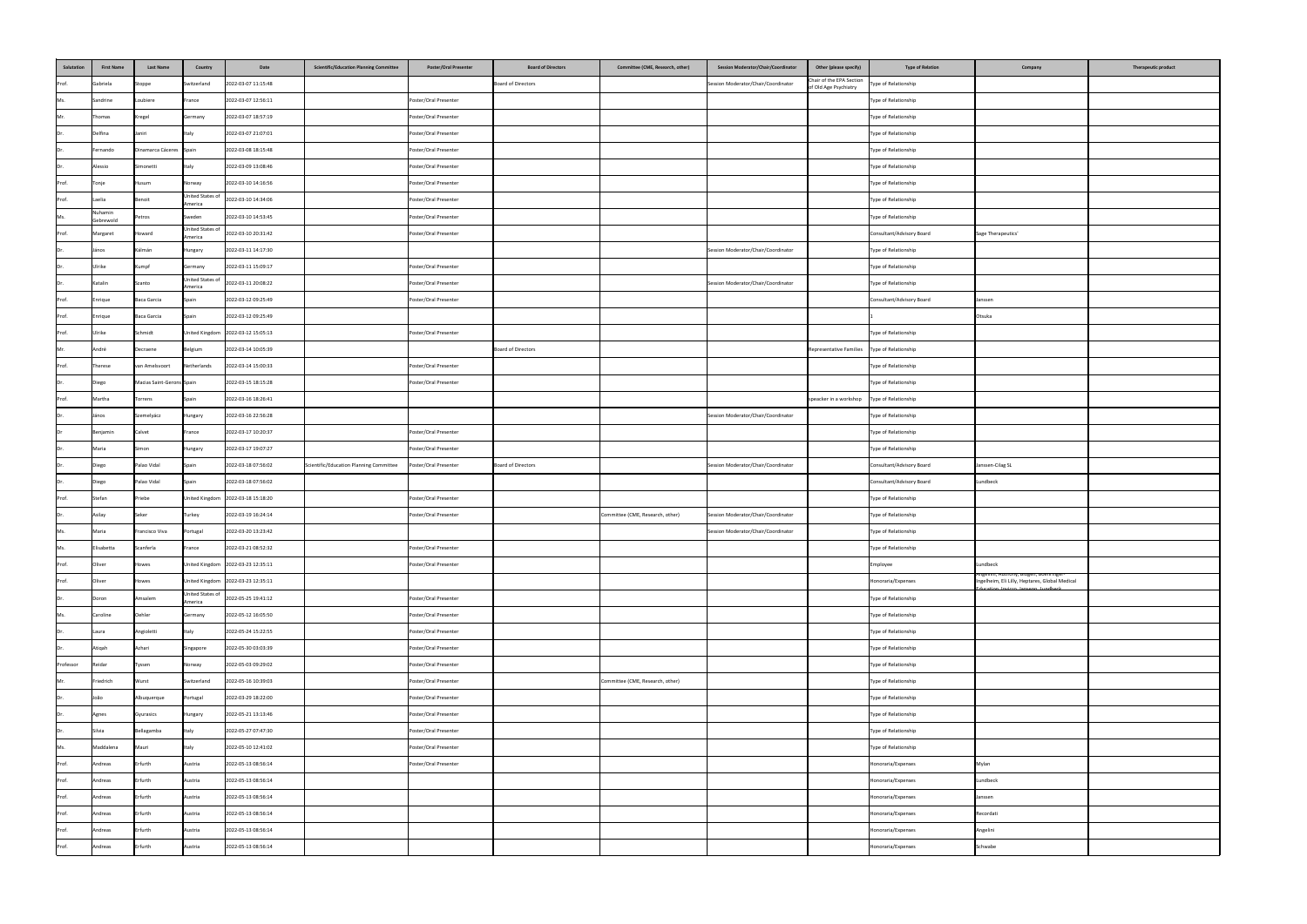| Salutation | First Name | Last Name | Country | Date | Scientific/Education Planning Committee | Poster/Oral Presenter | Board of Directors | Committee (CME, Research, other) | Session Moderator/Chair/Coordinator | Other (please specify) | Type of Relation | Company | Therapeutic product |
|---|---|---|---|---|---|---|---|---|---|---|---|---|---|
| Prof. | Gabriela | Stoppe | Switzerland | 2022-03-07 11:15:48 | | | Board of Directors | | Session Moderator/Chair/Coordinator | Chair of the EPA Section of Old Age Psychiatry | Type of Relationship | | |
| Ms. | Sandrine | Loubiere | France | 2022-03-07 12:56:11 | | Poster/Oral Presenter | | | | | Type of Relationship | | |
| Mr. | Thomas | Kregel | Germany | 2022-03-07 18:57:19 | | Poster/Oral Presenter | | | | | Type of Relationship | | |
| Dr. | Delfina | Janiri | Italy | 2022-03-07 21:07:01 | | Poster/Oral Presenter | | | | | Type of Relationship | | |
| Dr. | Fernando | Dinamarca Cáceres | Spain | 2022-03-08 18:15:48 | | Poster/Oral Presenter | | | | | Type of Relationship | | |
| Dr. | Alessio | Simonetti | Italy | 2022-03-09 13:08:46 | | Poster/Oral Presenter | | | | | Type of Relationship | | |
| Prof. | Tonje | Husum | Norway | 2022-03-10 14:16:56 | | Poster/Oral Presenter | | | | | Type of Relationship | | |
| Prof. | Laelia | Benoit | United States of America | 2022-03-10 14:34:06 | | Poster/Oral Presenter | | | | | Type of Relationship | | |
| Ms. | Nuhamin Gebrewold | Petros | Sweden | 2022-03-10 14:53:45 | | Poster/Oral Presenter | | | | | Type of Relationship | | |
| Prof. | Margaret | Howard | United States of America | 2022-03-10 20:31:42 | | Poster/Oral Presenter | | | | | Consultant/Advisory Board | Sage Therapeutics' | |
| Dr. | János | Kálmán | Hungary | 2022-03-11 14:17:30 | | | | | Session Moderator/Chair/Coordinator | | Type of Relationship | | |
| Dr. | Ulrike | Kumpf | Germany | 2022-03-11 15:09:17 | | Poster/Oral Presenter | | | | | Type of Relationship | | |
| Dr. | Katalin | Szanto | United States of America | 2022-03-11 20:08:22 | | Poster/Oral Presenter | | | Session Moderator/Chair/Coordinator | | Type of Relationship | | |
| Prof. | Enrique | Baca Garcia | Spain | 2022-03-12 09:25:49 | | Poster/Oral Presenter | | | | | Consultant/Advisory Board | Janssen | |
| Prof. | Enrique | Baca Garcia | Spain | 2022-03-12 09:25:49 | | | | | | | 1 | Otsuka | |
| Prof. | Ulrike | Schmidt | United Kingdom | 2022-03-12 15:05:13 | | Poster/Oral Presenter | | | | | Type of Relationship | | |
| Mr. | André | Decraene | Belgium | 2022-03-14 10:05:39 | | | Board of Directors | | | Representative Families | Type of Relationship | | |
| Prof. | Therese | van Amelsvoort | Netherlands | 2022-03-14 15:00:33 | | Poster/Oral Presenter | | | | | Type of Relationship | | |
| Dr. | Diego | Macias Saint-Gerons | Spain | 2022-03-15 18:15:28 | | Poster/Oral Presenter | | | | | Type of Relationship | | |
| Prof. | Martha | Torrens | Spain | 2022-03-16 18:26:41 | | | | | | Speacker in a workshop | Type of Relationship | | |
| Dr. | Janos | Szemelyácz | Hungary | 2022-03-16 22:56:28 | | | | | Session Moderator/Chair/Coordinator | | Type of Relationship | | |
| Dr | Benjamin | Calvet | France | 2022-03-17 10:20:37 | | Poster/Oral Presenter | | | | | Type of Relationship | | |
| Dr. | Maria | Simon | Hungary | 2022-03-17 19:07:27 | | Poster/Oral Presenter | | | | | Type of Relationship | | |
| Dr. | Diego | Palao Vidal | Spain | 2022-03-18 07:56:02 | Scientific/Education Planning Committee | Poster/Oral Presenter | Board of Directors | | Session Moderator/Chair/Coordinator | | Consultant/Advisory Board | Janssen-Cilag SL | |
| Dr. | Diego | Palao Vidal | Spain | 2022-03-18 07:56:02 | | | | | | | Consultant/Advisory Board | Lundbeck | |
| Prof. | Stefan | Priebe | United Kingdom | 2022-03-18 15:18:20 | | Poster/Oral Presenter | | | | | Type of Relationship | | |
| Dr. | Aslay | Seker | Turkey | 2022-03-19 16:24:14 | | Poster/Oral Presenter | | Committee (CME, Research, other) | Session Moderator/Chair/Coordinator | | Type of Relationship | | |
| Ms. | Maria | Francisco Viva | Portugal | 2022-03-20 13:23:42 | | | | | Session Moderator/Chair/Coordinator | | Type of Relationship | | |
| Ms. | Elisabetta | Scanferla | France | 2022-03-21 08:52:32 | | Poster/Oral Presenter | | | | | Type of Relationship | | |
| Prof. | Oliver | Howes | United Kingdom | 2022-03-23 12:35:11 | | Poster/Oral Presenter | | | | | Employee | Lundbeck | |
| Prof. | Oliver | Howes | United Kingdom | 2022-03-23 12:35:11 | | | | | | | Honoraria/Expenses | Angelini, Autifony, Biogen, Boehringer-Ingelheim, Eli Lilly, Heptares, Global Medical Education, Invicro, Janssen, Lundbeck | |
| Dr. | Doron | Amsalem | United States of America | 2022-05-25 19:41:12 | | Poster/Oral Presenter | | | | | Type of Relationship | | |
| Ms. | Caroline | Oehler | Germany | 2022-05-12 16:05:50 | | Poster/Oral Presenter | | | | | Type of Relationship | | |
| Dr. | Laura | Angioletti | Italy | 2022-05-24 15:22:55 | | Poster/Oral Presenter | | | | | Type of Relationship | | |
| Dr. | Atiqah | Azhari | Singapore | 2022-05-30 03:03:39 | | Poster/Oral Presenter | | | | | Type of Relationship | | |
| Professor | Reidar | Tyssen | Norway | 2022-05-03 09:29:02 | | Poster/Oral Presenter | | | | | Type of Relationship | | |
| Mr. | Friedrich | Wurst | Switzerland | 2022-05-16 10:39:03 | | Poster/Oral Presenter | | Committee (CME, Research, other) | | | Type of Relationship | | |
| Dr. | João | Albuquerque | Portugal | 2022-03-29 18:22:00 | | Poster/Oral Presenter | | | | | Type of Relationship | | |
| Dr. | Agnes | Gyurasics | Hungary | 2022-05-21 13:13:46 | | Poster/Oral Presenter | | | | | Type of Relationship | | |
| Dr. | Silvia | Bellagamba | Italy | 2022-05-27 07:47:30 | | Poster/Oral Presenter | | | | | Type of Relationship | | |
| Ms. | Maddalena | Mauri | Italy | 2022-05-10 12:41:02 | | Poster/Oral Presenter | | | | | Type of Relationship | | |
| Prof. | Andreas | Erfurth | Austria | 2022-05-13 08:56:14 | | Poster/Oral Presenter | | | | | Honoraria/Expenses | Mylan | |
| Prof. | Andreas | Erfurth | Austria | 2022-05-13 08:56:14 | | | | | | | Honoraria/Expenses | Lundbeck | |
| Prof. | Andreas | Erfurth | Austria | 2022-05-13 08:56:14 | | | | | | | Honoraria/Expenses | Janssen | |
| Prof. | Andreas | Erfurth | Austria | 2022-05-13 08:56:14 | | | | | | | Honoraria/Expenses | Recordati | |
| Prof. | Andreas | Erfurth | Austria | 2022-05-13 08:56:14 | | | | | | | Honoraria/Expenses | Angelini | |
| Prof. | Andreas | Erfurth | Austria | 2022-05-13 08:56:14 | | | | | | | Honoraria/Expenses | Schwabe | |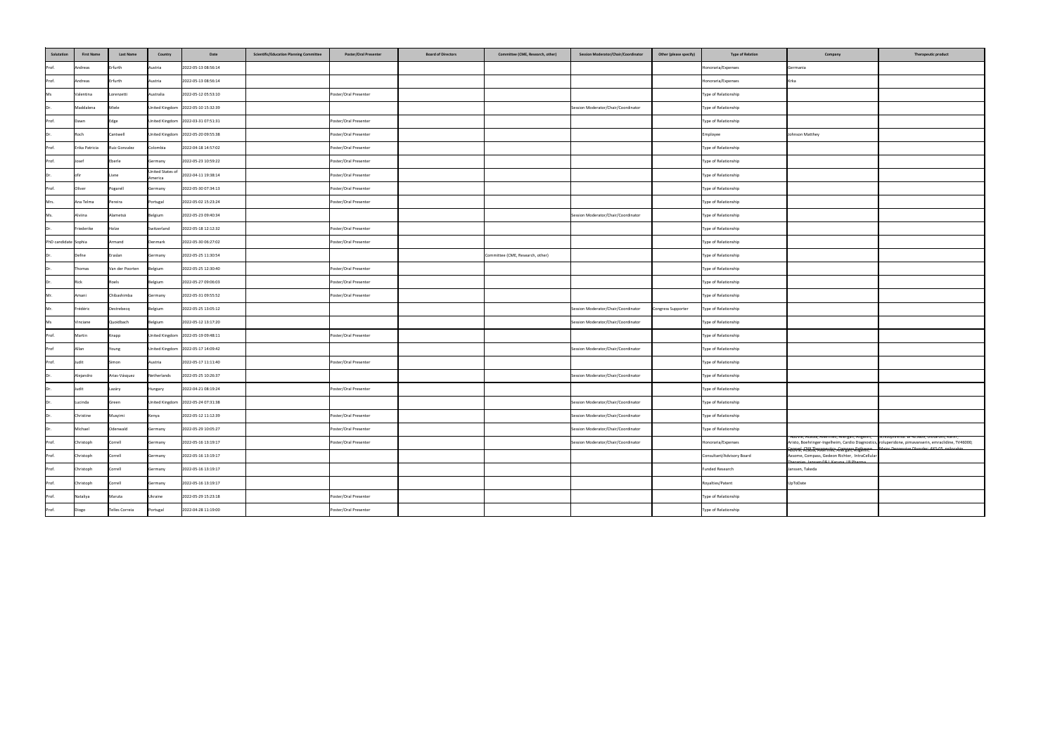| Salutation | First Name | Last Name | Country | Date | Scientific/Education Planning Committee | Poster/Oral Presenter | Board of Directors | Committee (CME, Research, other) | Session Moderator/Chair/Coordinator | Other (please specify) | Type of Relation | Company | Therapeutic product |
|---|---|---|---|---|---|---|---|---|---|---|---|---|---|
| Prof. | Andreas | Erfurth | Austria | 2022-05-13 08:56:14 | | | | | | | Honoraria/Expenses | Germania | |
| Prof. | Andreas | Erfurth | Austria | 2022-05-13 08:56:14 | | | | | | | Honoraria/Expenses | Krka | |
| Ms | Valentina | Lorenzetti | Australia | 2022-05-12 05:53:10 | | Poster/Oral Presenter | | | | | Type of Relationship | | |
| Dr. | Maddalena | Miele | United Kingdom | 2022-05-10 15:32:39 | | | | | Session Moderator/Chair/Coordinator | | Type of Relationship | | |
| Prof. | Dawn | Edge | United Kingdom | 2022-03-31 07:51:31 | | Poster/Oral Presenter | | | | | Type of Relationship | | |
| Dr. | Roch | Cantwell | United Kingdom | 2022-05-20 09:55:38 | | Poster/Oral Presenter | | | | | Employee | Johnson Matthey | |
| Prof. | Erika Patricia | Ruiz Gonzales | Colombia | 2022-04-18 14:57:02 | | Poster/Oral Presenter | | | | | Type of Relationship | | |
| Prof. | Josef | Eberle | Germany | 2022-05-23 10:59:22 | | Poster/Oral Presenter | | | | | Type of Relationship | | |
| Dr. | ofir | Livne | United States of America | 2022-04-11 19:38:14 | | Poster/Oral Presenter | | | | | Type of Relationship | | |
| Prof. | Oliver | Pogarell | Germany | 2022-05-30 07:34:13 | | Poster/Oral Presenter | | | | | Type of Relationship | | |
| Mrs. | Ana Telma | Pereira | Portugal | 2022-05-02 15:23:24 | | Poster/Oral Presenter | | | | | Type of Relationship | | |
| Ms. | Alvina | Alametsä | Belgium | 2022-05-23 09:40:34 | | | | | Session Moderator/Chair/Coordinator | | Type of Relationship | | |
| Dr. | Friederike | Holze | Switzerland | 2022-05-18 12:12:32 | | Poster/Oral Presenter | | | | | Type of Relationship | | |
| PhD candidate | Sophia | Armand | Denmark | 2022-05-30 06:27:02 | | Poster/Oral Presenter | | | | | Type of Relationship | | |
| Dr. | Defne | Eraslan | Germany | 2022-05-25 11:30:54 | | | | Committee (CME, Research, other) | | | Type of Relationship | | |
| Dr. | Thomas | Van der Poorten | Belgium | 2022-05-25 12:30:40 | | Poster/Oral Presenter | | | | | Type of Relationship | | |
| Dr. | Rick | Roels | Belgium | 2022-05-27 09:06:03 | | Poster/Oral Presenter | | | | | Type of Relationship | | |
| Mr. | Amani | Chibashimba | Germany | 2022-05-31 09:55:52 | | Poster/Oral Presenter | | | | | Type of Relationship | | |
| Mr. | Frédéric | Destrebecq | Belgium | 2022-05-25 13:05:12 | | | | | Session Moderator/Chair/Coordinator | Congress Supporter | Type of Relationship | | |
| Ms | Vinciane | Quoidbach | Belgium | 2022-05-12 13:17:20 | | | | | Session Moderator/Chair/Coordinator | | Type of Relationship | | |
| Prof. | Martin | Knapp | United Kingdom | 2022-05-19 09:48:11 | | Poster/Oral Presenter | | | | | Type of Relationship | | |
| Prof | Allan | Young | United Kingdom | 2022-05-17 14:09:42 | | | | | Session Moderator/Chair/Coordinator | | Type of Relationship | | |
| Prof. | Judit | Simon | Austria | 2022-05-17 11:11:40 | | Poster/Oral Presenter | | | | | Type of Relationship | | |
| Dr. | Alejandro | Arias-Vásquez | Netherlands | 2022-05-25 10:26:37 | | | | | Session Moderator/Chair/Coordinator | | Type of Relationship | | |
| Dr. | Judit | Lazáry | Hungary | 2022-04-21 08:19:24 | | Poster/Oral Presenter | | | | | Type of Relationship | | |
| Dr. | Lucinda | Green | United Kingdom | 2022-05-24 07:31:38 | | | | | Session Moderator/Chair/Coordinator | | Type of Relationship | | |
| Dr. | Christine | Musyimi | Kenya | 2022-05-12 11:12:39 | | Poster/Oral Presenter | | | Session Moderator/Chair/Coordinator | | Type of Relationship | | |
| Dr. | Michael | Odenwald | Germany | 2022-05-29 10:05:27 | | Poster/Oral Presenter | | | Session Moderator/Chair/Coordinator | | Type of Relationship | | |
| Prof. | Christoph | Correll | Germany | 2022-05-16 13:19:17 | | Poster/Oral Presenter | | | Session Moderator/Chair/Coordinator | | Honoraria/Expenses | AbbVie, Acadia, Alkermes, Allergan, Angelini, Aristo, Boehringer-Ingelheim, Cardio Diagnostics, Cerevel, CNX Therapeutics, Compass Pathways | Schizophrenia: lu AF35700, Brilaroxazine, KarXT, roluperidone, pimavanserin, emraclidine, TV46000; Major Depressive Disorder: AXS-05, psilocybin |
| Prof. | Christoph | Correll | Germany | 2022-05-16 13:19:17 | | | | | | | Consultant/Advisory Board | AbbVie, Acadia, Alkermes, Allergan, Angelini, Axsome, Compass, Gedeon Richter, IntraCellular Therapies, Janssen/J&J, Karuna, LB Pharma | |
| Prof. | Christoph | Correll | Germany | 2022-05-16 13:19:17 | | | | | | | Funded Research | Janssen, Takeda | |
| Prof. | Christoph | Correll | Germany | 2022-05-16 13:19:17 | | | | | | | Royalties/Patent | UpToDate | |
| Prof. | Nataliya | Maruta | Ukraine | 2022-05-29 15:23:18 | | Poster/Oral Presenter | | | | | Type of Relationship | | |
| Prof. | Diogo | Telles Correia | Portugal | 2022-04-28 11:19:00 | | Poster/Oral Presenter | | | | | Type of Relationship | | |